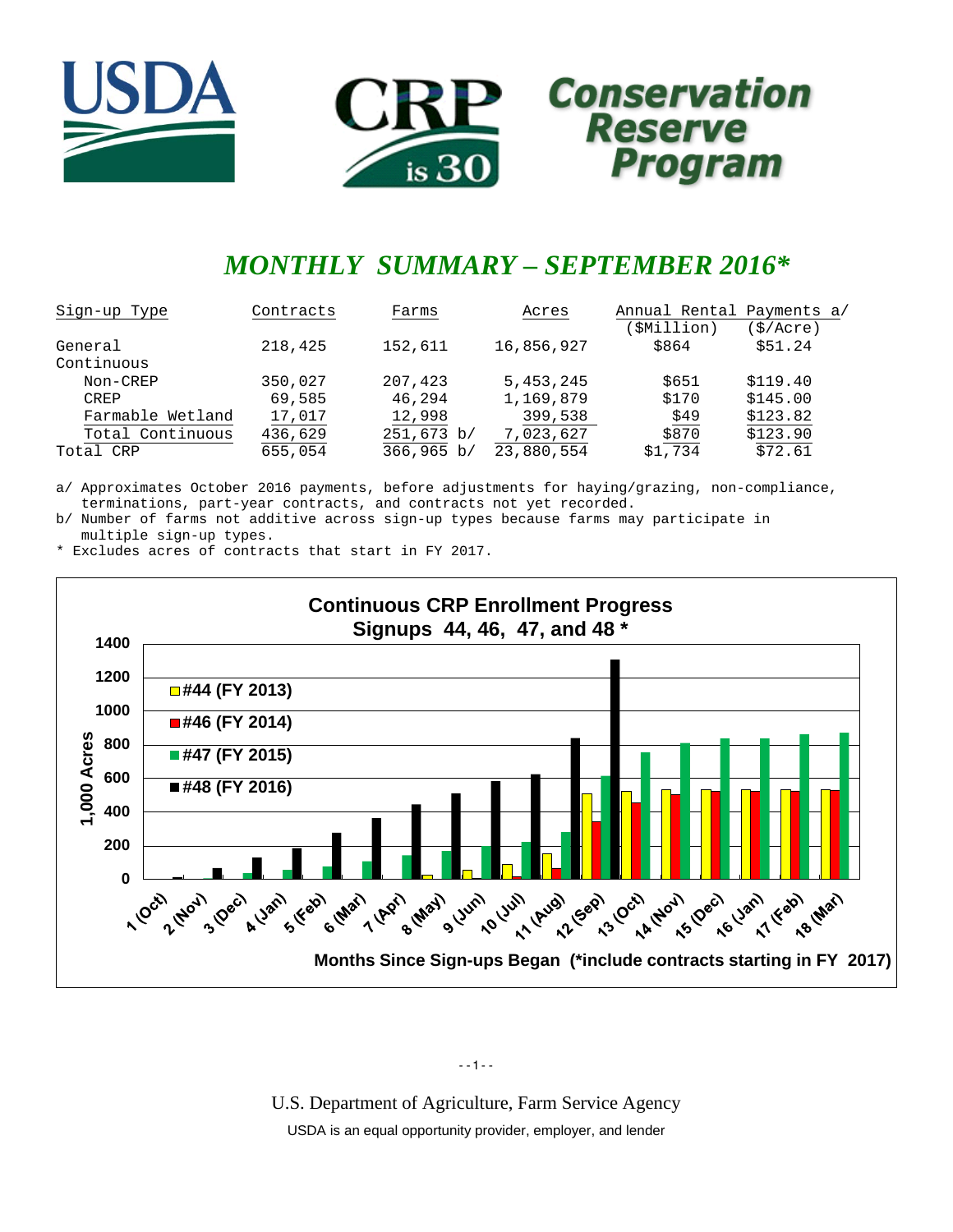USDA

CRP is 30

Conservation Reserve Program

# *MONTHLY SUMMARY – SEPTEMBER 2016**

| Sign-up Type | Contracts | Farms | Acres | Annual Rental Payments a/ ($Million) | ($/Acre) |
|---|---|---|---|---|---|
| General | 218,425 | 152,611 | 16,856,927 | $864 | $51.24 |
| Continuous | | | | | |
| Non-CREP | 350,027 | 207,423 | 5,453,245 | $651 | $119.40 |
| CREP | 69,585 | 46,294 | 1,169,879 | $170 | $145.00 |
| Farmable Wetland | 17,017 | 12,998 | 399,538 | $49 | $123.82 |
| Total Continuous | 436,629 | 251,673 b/ | 7,023,627 | $870 | $123.90 |
| Total CRP | 655,054 | 366,965 b/ | 23,880,554 | $1,734 | $72.61 |

a/ Approximates October 2016 payments, before adjustments for haying/grazing, non-compliance, terminations, part-year contracts, and contracts not yet recorded.

b/ Number of farms not additive across sign-up types because farms may participate in multiple sign-up types.

\* Excludes acres of contracts that start in FY 2017.

**Continuous CRP Enrollment Progress**
**Signups 44, 46, 47, and 48 ***

Legend: #44 (FY 2013); #46 (FY 2014); #47 (FY 2015); #48 (FY 2016)

Y-axis: 1,000 Acres (0–1400)

X-axis: Months Since Sign-ups Began (*include contracts starting in FY 2017): 1 (Oct), 2 (Nov), 3 (Dec), 4 (Jan), 5 (Feb), 6 (Mar), 7 (Apr), 8 (May), 9 (Jun), 10 (Jul), 11 (Aug), 12 (Sep), 13 (Oct), 14 (Nov), 15 (Dec), 16 (Jan), 17 (Feb), 18 (Mar)

U.S. Department of Agriculture, Farm Service Agency

USDA is an equal opportunity provider, employer, and lender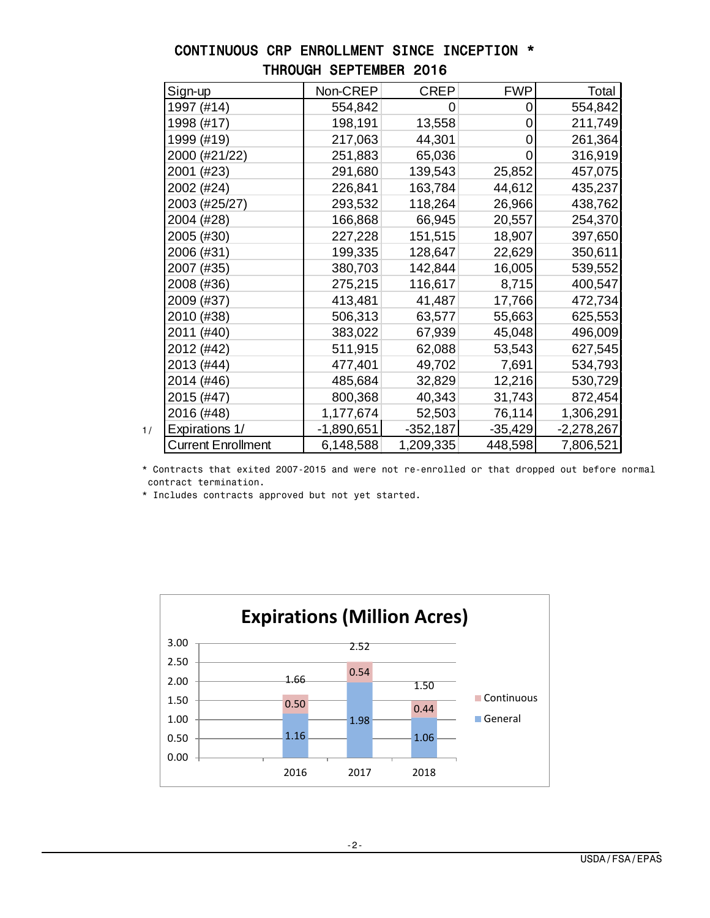## CONTINUOUS CRP ENROLLMENT SINCE INCEPTION *
## THROUGH SEPTEMBER 2016

| Sign-up | Non-CREP | CREP | FWP | Total |
|---|---|---|---|---|
| 1997 (#14) | 554,842 | 0 | 0 | 554,842 |
| 1998 (#17) | 198,191 | 13,558 | 0 | 211,749 |
| 1999 (#19) | 217,063 | 44,301 | 0 | 261,364 |
| 2000 (#21/22) | 251,883 | 65,036 | 0 | 316,919 |
| 2001 (#23) | 291,680 | 139,543 | 25,852 | 457,075 |
| 2002 (#24) | 226,841 | 163,784 | 44,612 | 435,237 |
| 2003 (#25/27) | 293,532 | 118,264 | 26,966 | 438,762 |
| 2004 (#28) | 166,868 | 66,945 | 20,557 | 254,370 |
| 2005 (#30) | 227,228 | 151,515 | 18,907 | 397,650 |
| 2006 (#31) | 199,335 | 128,647 | 22,629 | 350,611 |
| 2007 (#35) | 380,703 | 142,844 | 16,005 | 539,552 |
| 2008 (#36) | 275,215 | 116,617 | 8,715 | 400,547 |
| 2009 (#37) | 413,481 | 41,487 | 17,766 | 472,734 |
| 2010 (#38) | 506,313 | 63,577 | 55,663 | 625,553 |
| 2011 (#40) | 383,022 | 67,939 | 45,048 | 496,009 |
| 2012 (#42) | 511,915 | 62,088 | 53,543 | 627,545 |
| 2013 (#44) | 477,401 | 49,702 | 7,691 | 534,793 |
| 2014 (#46) | 485,684 | 32,829 | 12,216 | 530,729 |
| 2015 (#47) | 800,368 | 40,343 | 31,743 | 872,454 |
| 2016 (#48) | 1,177,674 | 52,503 | 76,114 | 1,306,291 |
| Expirations 1/ | -1,890,651 | -352,187 | -35,429 | -2,278,267 |
| Current Enrollment | 6,148,588 | 1,209,335 | 448,598 | 7,806,521 |

1/ * Contracts that exited 2007-2015 and were not re-enrolled or that dropped out before normal contract termination.

* Includes contracts approved but not yet started.

**Expirations (Million Acres)**

| Year | General | Continuous | Total |
|---|---|---|---|
| 2016 | 1.16 | 0.50 | 1.66 |
| 2017 | 1.98 | 0.54 | 2.52 |
| 2018 | 1.06 | 0.44 | 1.50 |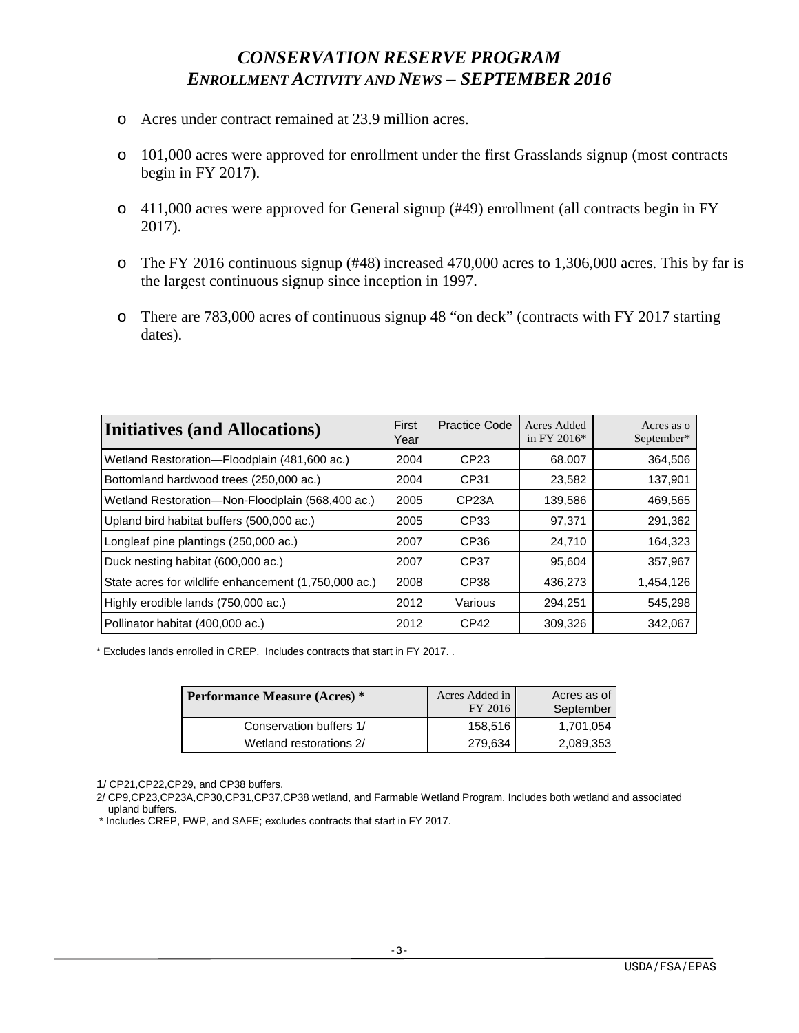# *CONSERVATION RESERVE PROGRAM*
## *ENROLLMENT ACTIVITY AND NEWS – SEPTEMBER 2016*

- Acres under contract remained at 23.9 million acres.
- 101,000 acres were approved for enrollment under the first Grasslands signup (most contracts begin in FY 2017).
- 411,000 acres were approved for General signup (#49) enrollment (all contracts begin in FY 2017).
- The FY 2016 continuous signup (#48) increased 470,000 acres to 1,306,000 acres. This by far is the largest continuous signup since inception in 1997.
- There are 783,000 acres of continuous signup 48 "on deck" (contracts with FY 2017 starting dates).

| **Initiatives (and Allocations)** | First Year | Practice Code | Acres Added in FY 2016* | Acres as o September* |
|---|---|---|---|---|
| Wetland Restoration—Floodplain (481,600 ac.) | 2004 | CP23 | 68.007 | 364,506 |
| Bottomland hardwood trees (250,000 ac.) | 2004 | CP31 | 23,582 | 137,901 |
| Wetland Restoration—Non-Floodplain (568,400 ac.) | 2005 | CP23A | 139,586 | 469,565 |
| Upland bird habitat buffers (500,000 ac.) | 2005 | CP33 | 97,371 | 291,362 |
| Longleaf pine plantings (250,000 ac.) | 2007 | CP36 | 24,710 | 164,323 |
| Duck nesting habitat (600,000 ac.) | 2007 | CP37 | 95,604 | 357,967 |
| State acres for wildlife enhancement (1,750,000 ac.) | 2008 | CP38 | 436,273 | 1,454,126 |
| Highly erodible lands (750,000 ac.) | 2012 | Various | 294,251 | 545,298 |
| Pollinator habitat (400,000 ac.) | 2012 | CP42 | 309,326 | 342,067 |

\* Excludes lands enrolled in CREP. Includes contracts that start in FY 2017. .

| **Performance Measure (Acres) \*** | Acres Added in FY 2016 | Acres as of September |
|---|---|---|
| Conservation buffers 1/ | 158,516 | 1,701,054 |
| Wetland restorations 2/ | 279,634 | 2,089,353 |

1/ CP21,CP22,CP29, and CP38 buffers.

2/ CP9,CP23,CP23A,CP30,CP31,CP37,CP38 wetland, and Farmable Wetland Program. Includes both wetland and associated upland buffers.

\* Includes CREP, FWP, and SAFE; excludes contracts that start in FY 2017.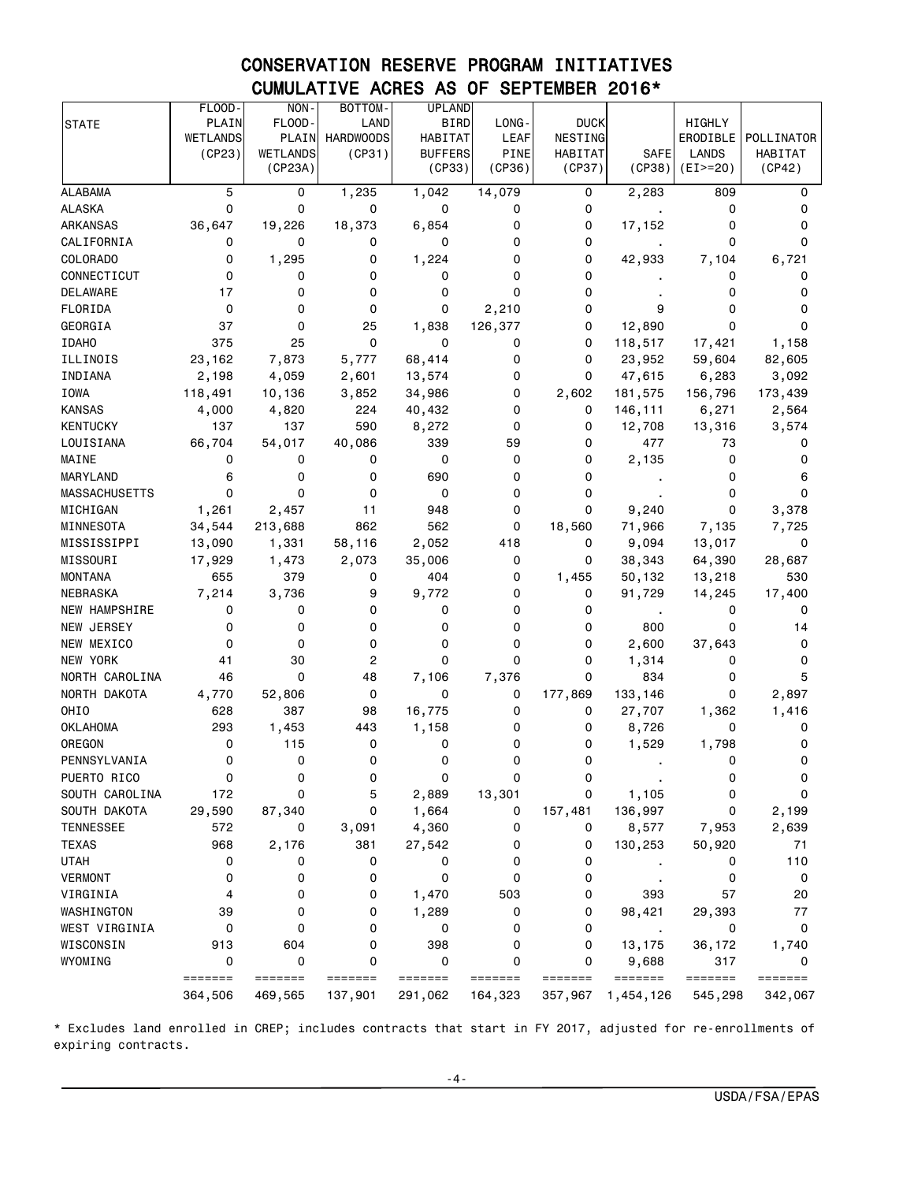# CONSERVATION RESERVE PROGRAM INITIATIVES
## CUMULATIVE ACRES AS OF SEPTEMBER 2016*

| STATE | FLOOD-PLAIN WETLANDS (CP23) | NON-FLOOD-PLAIN WETLANDS (CP23A) | BOTTOM-LAND HARDWOODS (CP31) | UPLAND BIRD HABITAT BUFFERS (CP33) | LONG-LEAF PINE (CP36) | DUCK NESTING HABITAT (CP37) | SAFE (CP38) | HIGHLY ERODIBLE LANDS (EI>=20) | POLLINATOR HABITAT (CP42) |
|---|---|---|---|---|---|---|---|---|---|
| ALABAMA | 5 | 0 | 1,235 | 1,042 | 14,079 | 0 | 2,283 | 809 | 0 |
| ALASKA | 0 | 0 | 0 | 0 | 0 | 0 | . | 0 | 0 |
| ARKANSAS | 36,647 | 19,226 | 18,373 | 6,854 | 0 | 0 | 17,152 | 0 | 0 |
| CALIFORNIA | 0 | 0 | 0 | 0 | 0 | 0 | . | 0 | 0 |
| COLORADO | 0 | 1,295 | 0 | 1,224 | 0 | 0 | 42,933 | 7,104 | 6,721 |
| CONNECTICUT | 0 | 0 | 0 | 0 | 0 | 0 | . | 0 | 0 |
| DELAWARE | 17 | 0 | 0 | 0 | 0 | 0 | . | 0 | 0 |
| FLORIDA | 0 | 0 | 0 | 0 | 2,210 | 0 | 9 | 0 | 0 |
| GEORGIA | 37 | 0 | 25 | 1,838 | 126,377 | 0 | 12,890 | 0 | 0 |
| IDAHO | 375 | 25 | 0 | 0 | 0 | 0 | 118,517 | 17,421 | 1,158 |
| ILLINOIS | 23,162 | 7,873 | 5,777 | 68,414 | 0 | 0 | 23,952 | 59,604 | 82,605 |
| INDIANA | 2,198 | 4,059 | 2,601 | 13,574 | 0 | 0 | 47,615 | 6,283 | 3,092 |
| IOWA | 118,491 | 10,136 | 3,852 | 34,986 | 0 | 2,602 | 181,575 | 156,796 | 173,439 |
| KANSAS | 4,000 | 4,820 | 224 | 40,432 | 0 | 0 | 146,111 | 6,271 | 2,564 |
| KENTUCKY | 137 | 137 | 590 | 8,272 | 0 | 0 | 12,708 | 13,316 | 3,574 |
| LOUISIANA | 66,704 | 54,017 | 40,086 | 339 | 59 | 0 | 477 | 73 | 0 |
| MAINE | 0 | 0 | 0 | 0 | 0 | 0 | 2,135 | 0 | 0 |
| MARYLAND | 6 | 0 | 0 | 690 | 0 | 0 | . | 0 | 6 |
| MASSACHUSETTS | 0 | 0 | 0 | 0 | 0 | 0 | . | 0 | 0 |
| MICHIGAN | 1,261 | 2,457 | 11 | 948 | 0 | 0 | 9,240 | 0 | 3,378 |
| MINNESOTA | 34,544 | 213,688 | 862 | 562 | 0 | 18,560 | 71,966 | 7,135 | 7,725 |
| MISSISSIPPI | 13,090 | 1,331 | 58,116 | 2,052 | 418 | 0 | 9,094 | 13,017 | 0 |
| MISSOURI | 17,929 | 1,473 | 2,073 | 35,006 | 0 | 0 | 38,343 | 64,390 | 28,687 |
| MONTANA | 655 | 379 | 0 | 404 | 0 | 1,455 | 50,132 | 13,218 | 530 |
| NEBRASKA | 7,214 | 3,736 | 9 | 9,772 | 0 | 0 | 91,729 | 14,245 | 17,400 |
| NEW HAMPSHIRE | 0 | 0 | 0 | 0 | 0 | 0 | . | 0 | 0 |
| NEW JERSEY | 0 | 0 | 0 | 0 | 0 | 0 | 800 | 0 | 14 |
| NEW MEXICO | 0 | 0 | 0 | 0 | 0 | 0 | 2,600 | 37,643 | 0 |
| NEW YORK | 41 | 30 | 2 | 0 | 0 | 0 | 1,314 | 0 | 0 |
| NORTH CAROLINA | 46 | 0 | 48 | 7,106 | 7,376 | 0 | 834 | 0 | 5 |
| NORTH DAKOTA | 4,770 | 52,806 | 0 | 0 | 0 | 177,869 | 133,146 | 0 | 2,897 |
| OHIO | 628 | 387 | 98 | 16,775 | 0 | 0 | 27,707 | 1,362 | 1,416 |
| OKLAHOMA | 293 | 1,453 | 443 | 1,158 | 0 | 0 | 8,726 | 0 | 0 |
| OREGON | 0 | 115 | 0 | 0 | 0 | 0 | 1,529 | 1,798 | 0 |
| PENNSYLVANIA | 0 | 0 | 0 | 0 | 0 | 0 | . | 0 | 0 |
| PUERTO RICO | 0 | 0 | 0 | 0 | 0 | 0 | . | 0 | 0 |
| SOUTH CAROLINA | 172 | 0 | 5 | 2,889 | 13,301 | 0 | 1,105 | 0 | 0 |
| SOUTH DAKOTA | 29,590 | 87,340 | 0 | 1,664 | 0 | 157,481 | 136,997 | 0 | 2,199 |
| TENNESSEE | 572 | 0 | 3,091 | 4,360 | 0 | 0 | 8,577 | 7,953 | 2,639 |
| TEXAS | 968 | 2,176 | 381 | 27,542 | 0 | 0 | 130,253 | 50,920 | 71 |
| UTAH | 0 | 0 | 0 | 0 | 0 | 0 | . | 0 | 110 |
| VERMONT | 0 | 0 | 0 | 0 | 0 | 0 | . | 0 | 0 |
| VIRGINIA | 4 | 0 | 0 | 1,470 | 503 | 0 | 393 | 57 | 20 |
| WASHINGTON | 39 | 0 | 0 | 1,289 | 0 | 0 | 98,421 | 29,393 | 77 |
| WEST VIRGINIA | 0 | 0 | 0 | 0 | 0 | 0 | . | 0 | 0 |
| WISCONSIN | 913 | 604 | 0 | 398 | 0 | 0 | 13,175 | 36,172 | 1,740 |
| WYOMING | 0 | 0 | 0 | 0 | 0 | 0 | 9,688 | 317 | 0 |
| | ======= | ======= | ======= | ======= | ======= | ======= | ======= | ======= | ======= |
| | 364,506 | 469,565 | 137,901 | 291,062 | 164,323 | 357,967 | 1,454,126 | 545,298 | 342,067 |

* Excludes land enrolled in CREP; includes contracts that start in FY 2017, adjusted for re-enrollments of expiring contracts.

USDA/FSA/EPAS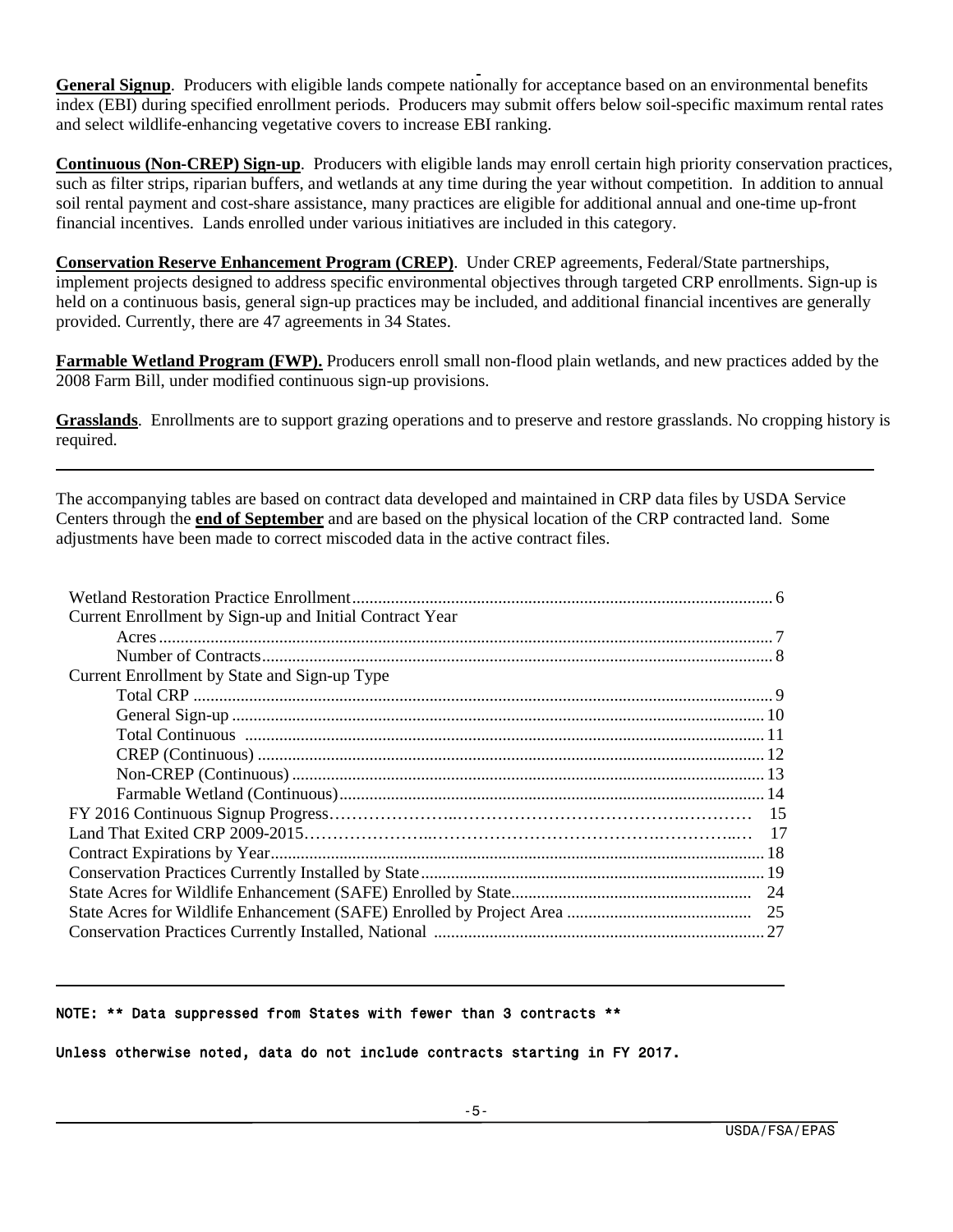**General Signup**. Producers with eligible lands compete nationally for acceptance based on an environmental benefits index (EBI) during specified enrollment periods. Producers may submit offers below soil-specific maximum rental rates and select wildlife-enhancing vegetative covers to increase EBI ranking.

**Continuous (Non-CREP) Sign-up**. Producers with eligible lands may enroll certain high priority conservation practices, such as filter strips, riparian buffers, and wetlands at any time during the year without competition. In addition to annual soil rental payment and cost-share assistance, many practices are eligible for additional annual and one-time up-front financial incentives. Lands enrolled under various initiatives are included in this category.

**Conservation Reserve Enhancement Program (CREP)**. Under CREP agreements, Federal/State partnerships, implement projects designed to address specific environmental objectives through targeted CRP enrollments. Sign-up is held on a continuous basis, general sign-up practices may be included, and additional financial incentives are generally provided. Currently, there are 47 agreements in 34 States.

**Farmable Wetland Program (FWP).** Producers enroll small non-flood plain wetlands, and new practices added by the 2008 Farm Bill, under modified continuous sign-up provisions.

**Grasslands**. Enrollments are to support grazing operations and to preserve and restore grasslands. No cropping history is required.

---

The accompanying tables are based on contract data developed and maintained in CRP data files by USDA Service Centers through the **end of September** and are based on the physical location of the CRP contracted land. Some adjustments have been made to correct miscoded data in the active contract files.

| | Page |
|---|---|
| Wetland Restoration Practice Enrollment | 6 |
| Current Enrollment by Sign-up and Initial Contract Year | |
| Acres | 7 |
| Number of Contracts | 8 |
| Current Enrollment by State and Sign-up Type | |
| Total CRP | 9 |
| General Sign-up | 10 |
| Total Continuous | 11 |
| CREP (Continuous) | 12 |
| Non-CREP (Continuous) | 13 |
| Farmable Wetland (Continuous) | 14 |
| FY 2016 Continuous Signup Progress | 15 |
| Land That Exited CRP 2009-2015 | 17 |
| Contract Expirations by Year | 18 |
| Conservation Practices Currently Installed by State | 19 |
| State Acres for Wildlife Enhancement (SAFE) Enrolled by State | 24 |
| State Acres for Wildlife Enhancement (SAFE) Enrolled by Project Area | 25 |
| Conservation Practices Currently Installed, National | 27 |

---

NOTE: ** Data suppressed from States with fewer than 3 contracts **

Unless otherwise noted, data do not include contracts starting in FY 2017.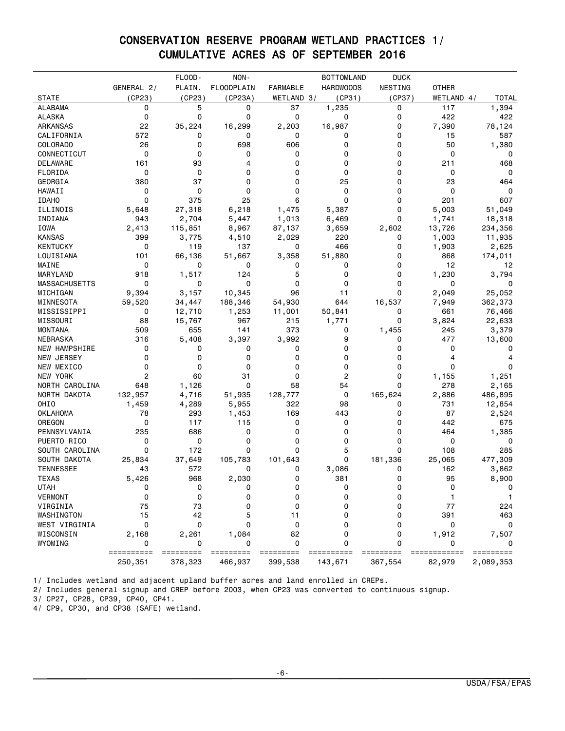# CONSERVATION RESERVE PROGRAM WETLAND PRACTICES 1/
## CUMULATIVE ACRES AS OF SEPTEMBER 2016

| STATE | GENERAL 2/ (CP23) | FLOOD-PLAIN. (CP23) | NON-FLOODPLAIN (CP23A) | FARMABLE WETLAND 3/ | BOTTOMLAND HARDWOODS (CP31) | DUCK NESTING (CP37) | OTHER WETLAND 4/ | TOTAL |
|---|---|---|---|---|---|---|---|---|
| ALABAMA | 0 | 5 | 0 | 37 | 1,235 | 0 | 117 | 1,394 |
| ALASKA | 0 | 0 | 0 | 0 | 0 | 0 | 422 | 422 |
| ARKANSAS | 22 | 35,224 | 16,299 | 2,203 | 16,987 | 0 | 7,390 | 78,124 |
| CALIFORNIA | 572 | 0 | 0 | 0 | 0 | 0 | 15 | 587 |
| COLORADO | 26 | 0 | 698 | 606 | 0 | 0 | 50 | 1,380 |
| CONNECTICUT | 0 | 0 | 0 | 0 | 0 | 0 | 0 | 0 |
| DELAWARE | 161 | 93 | 4 | 0 | 0 | 0 | 211 | 468 |
| FLORIDA | 0 | 0 | 0 | 0 | 0 | 0 | 0 | 0 |
| GEORGIA | 380 | 37 | 0 | 0 | 25 | 0 | 23 | 464 |
| HAWAII | 0 | 0 | 0 | 0 | 0 | 0 | 0 | 0 |
| IDAHO | 0 | 375 | 25 | 6 | 0 | 0 | 201 | 607 |
| ILLINOIS | 5,648 | 27,318 | 6,218 | 1,475 | 5,387 | 0 | 5,003 | 51,049 |
| INDIANA | 943 | 2,704 | 5,447 | 1,013 | 6,469 | 0 | 1,741 | 18,318 |
| IOWA | 2,413 | 115,851 | 8,967 | 87,137 | 3,659 | 2,602 | 13,726 | 234,356 |
| KANSAS | 399 | 3,775 | 4,510 | 2,029 | 220 | 0 | 1,003 | 11,935 |
| KENTUCKY | 0 | 119 | 137 | 0 | 466 | 0 | 1,903 | 2,625 |
| LOUISIANA | 101 | 66,136 | 51,667 | 3,358 | 51,880 | 0 | 868 | 174,011 |
| MAINE | 0 | 0 | 0 | 0 | 0 | 0 | 12 | 12 |
| MARYLAND | 918 | 1,517 | 124 | 5 | 0 | 0 | 1,230 | 3,794 |
| MASSACHUSETTS | 0 | 0 | 0 | 0 | 0 | 0 | 0 | 0 |
| MICHIGAN | 9,394 | 3,157 | 10,345 | 96 | 11 | 0 | 2,049 | 25,052 |
| MINNESOTA | 59,520 | 34,447 | 188,346 | 54,930 | 644 | 16,537 | 7,949 | 362,373 |
| MISSISSIPPI | 0 | 12,710 | 1,253 | 11,001 | 50,841 | 0 | 661 | 76,466 |
| MISSOURI | 88 | 15,767 | 967 | 215 | 1,771 | 0 | 3,824 | 22,633 |
| MONTANA | 509 | 655 | 141 | 373 | 0 | 1,455 | 245 | 3,379 |
| NEBRASKA | 316 | 5,408 | 3,397 | 3,992 | 9 | 0 | 477 | 13,600 |
| NEW HAMPSHIRE | 0 | 0 | 0 | 0 | 0 | 0 | 0 | 0 |
| NEW JERSEY | 0 | 0 | 0 | 0 | 0 | 0 | 4 | 4 |
| NEW MEXICO | 0 | 0 | 0 | 0 | 0 | 0 | 0 | 0 |
| NEW YORK | 2 | 60 | 31 | 0 | 2 | 0 | 1,155 | 1,251 |
| NORTH CAROLINA | 648 | 1,126 | 0 | 58 | 54 | 0 | 278 | 2,165 |
| NORTH DAKOTA | 132,957 | 4,716 | 51,935 | 128,777 | 0 | 165,624 | 2,886 | 486,895 |
| OHIO | 1,459 | 4,289 | 5,955 | 322 | 98 | 0 | 731 | 12,854 |
| OKLAHOMA | 78 | 293 | 1,453 | 169 | 443 | 0 | 87 | 2,524 |
| OREGON | 0 | 117 | 115 | 0 | 0 | 0 | 442 | 675 |
| PENNSYLVANIA | 235 | 686 | 0 | 0 | 0 | 0 | 464 | 1,385 |
| PUERTO RICO | 0 | 0 | 0 | 0 | 0 | 0 | 0 | 0 |
| SOUTH CAROLINA | 0 | 172 | 0 | 0 | 5 | 0 | 108 | 285 |
| SOUTH DAKOTA | 25,834 | 37,649 | 105,783 | 101,643 | 0 | 181,336 | 25,065 | 477,309 |
| TENNESSEE | 43 | 572 | 0 | 0 | 3,086 | 0 | 162 | 3,862 |
| TEXAS | 5,426 | 968 | 2,030 | 0 | 381 | 0 | 95 | 8,900 |
| UTAH | 0 | 0 | 0 | 0 | 0 | 0 | 0 | 0 |
| VERMONT | 0 | 0 | 0 | 0 | 0 | 0 | 1 | 1 |
| VIRGINIA | 75 | 73 | 0 | 0 | 0 | 0 | 77 | 224 |
| WASHINGTON | 15 | 42 | 5 | 11 | 0 | 0 | 391 | 463 |
| WEST VIRGINIA | 0 | 0 | 0 | 0 | 0 | 0 | 0 | 0 |
| WISCONSIN | 2,168 | 2,261 | 1,084 | 82 | 0 | 0 | 1,912 | 7,507 |
| WYOMING | 0 | 0 | 0 | 0 | 0 | 0 | 0 | 0 |
| | 250,351 | 378,323 | 466,937 | 399,538 | 143,671 | 367,554 | 82,979 | 2,089,353 |

1/ Includes wetland and adjacent upland buffer acres and land enrolled in CREPs.

2/ Includes general signup and CREP before 2003, when CP23 was converted to continuous signup.

3/ CP27, CP28, CP39, CP40, CP41.

4/ CP9, CP30, and CP38 (SAFE) wetland.

USDA/FSA/EPAS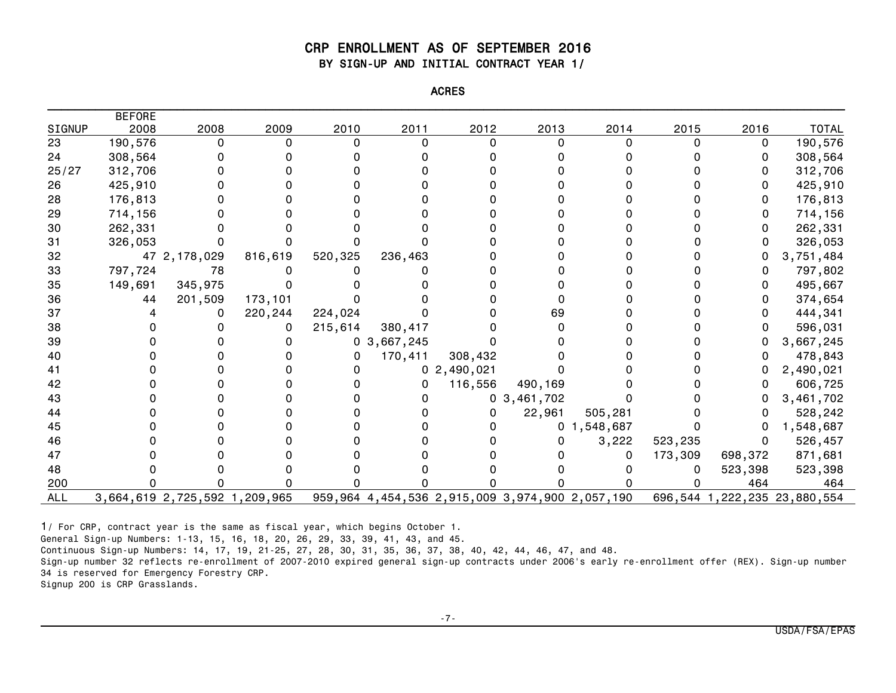# CRP ENROLLMENT AS OF SEPTEMBER 2016

## BY SIGN-UP AND INITIAL CONTRACT YEAR 1/

ACRES

| SIGNUP | BEFORE 2008 | 2008 | 2009 | 2010 | 2011 | 2012 | 2013 | 2014 | 2015 | 2016 | TOTAL |
|---|---|---|---|---|---|---|---|---|---|---|---|
| 23 | 190,576 | 0 | 0 | 0 | 0 | 0 | 0 | 0 | 0 | 0 | 190,576 |
| 24 | 308,564 | 0 | 0 | 0 | 0 | 0 | 0 | 0 | 0 | 0 | 308,564 |
| 25/27 | 312,706 | 0 | 0 | 0 | 0 | 0 | 0 | 0 | 0 | 0 | 312,706 |
| 26 | 425,910 | 0 | 0 | 0 | 0 | 0 | 0 | 0 | 0 | 0 | 425,910 |
| 28 | 176,813 | 0 | 0 | 0 | 0 | 0 | 0 | 0 | 0 | 0 | 176,813 |
| 29 | 714,156 | 0 | 0 | 0 | 0 | 0 | 0 | 0 | 0 | 0 | 714,156 |
| 30 | 262,331 | 0 | 0 | 0 | 0 | 0 | 0 | 0 | 0 | 0 | 262,331 |
| 31 | 326,053 | 0 | 0 | 0 | 0 | 0 | 0 | 0 | 0 | 0 | 326,053 |
| 32 | 47 | 2,178,029 | 816,619 | 520,325 | 236,463 | 0 | 0 | 0 | 0 | 0 | 3,751,484 |
| 33 | 797,724 | 78 | 0 | 0 | 0 | 0 | 0 | 0 | 0 | 0 | 797,802 |
| 35 | 149,691 | 345,975 | 0 | 0 | 0 | 0 | 0 | 0 | 0 | 0 | 495,667 |
| 36 | 44 | 201,509 | 173,101 | 0 | 0 | 0 | 0 | 0 | 0 | 0 | 374,654 |
| 37 | 4 | 0 | 220,244 | 224,024 | 0 | 0 | 69 | 0 | 0 | 0 | 444,341 |
| 38 | 0 | 0 | 0 | 215,614 | 380,417 | 0 | 0 | 0 | 0 | 0 | 596,031 |
| 39 | 0 | 0 | 0 | 0 | 3,667,245 | 0 | 0 | 0 | 0 | 0 | 3,667,245 |
| 40 | 0 | 0 | 0 | 0 | 170,411 | 308,432 | 0 | 0 | 0 | 0 | 478,843 |
| 41 | 0 | 0 | 0 | 0 | 0 | 2,490,021 | 0 | 0 | 0 | 0 | 2,490,021 |
| 42 | 0 | 0 | 0 | 0 | 0 | 116,556 | 490,169 | 0 | 0 | 0 | 606,725 |
| 43 | 0 | 0 | 0 | 0 | 0 | 0 | 3,461,702 | 0 | 0 | 0 | 3,461,702 |
| 44 | 0 | 0 | 0 | 0 | 0 | 0 | 22,961 | 505,281 | 0 | 0 | 528,242 |
| 45 | 0 | 0 | 0 | 0 | 0 | 0 | 0 | 1,548,687 | 0 | 0 | 1,548,687 |
| 46 | 0 | 0 | 0 | 0 | 0 | 0 | 0 | 3,222 | 523,235 | 0 | 526,457 |
| 47 | 0 | 0 | 0 | 0 | 0 | 0 | 0 | 0 | 173,309 | 698,372 | 871,681 |
| 48 | 0 | 0 | 0 | 0 | 0 | 0 | 0 | 0 | 0 | 523,398 | 523,398 |
| 200 | 0 | 0 | 0 | 0 | 0 | 0 | 0 | 0 | 0 | 464 | 464 |
| ALL | 3,664,619 | 2,725,592 | 1,209,965 | 959,964 | 4,454,536 | 2,915,009 | 3,974,900 | 2,057,190 | 696,544 | 1,222,235 | 23,880,554 |

1/ For CRP, contract year is the same as fiscal year, which begins October 1.

General Sign-up Numbers: 1-13, 15, 16, 18, 20, 26, 29, 33, 39, 41, 43, and 45.

Continuous Sign-up Numbers: 14, 17, 19, 21-25, 27, 28, 30, 31, 35, 36, 37, 38, 40, 42, 44, 46, 47, and 48.

Sign-up number 32 reflects re-enrollment of 2007-2010 expired general sign-up contracts under 2006's early re-enrollment offer (REX). Sign-up number 34 is reserved for Emergency Forestry CRP.

Signup 200 is CRP Grasslands.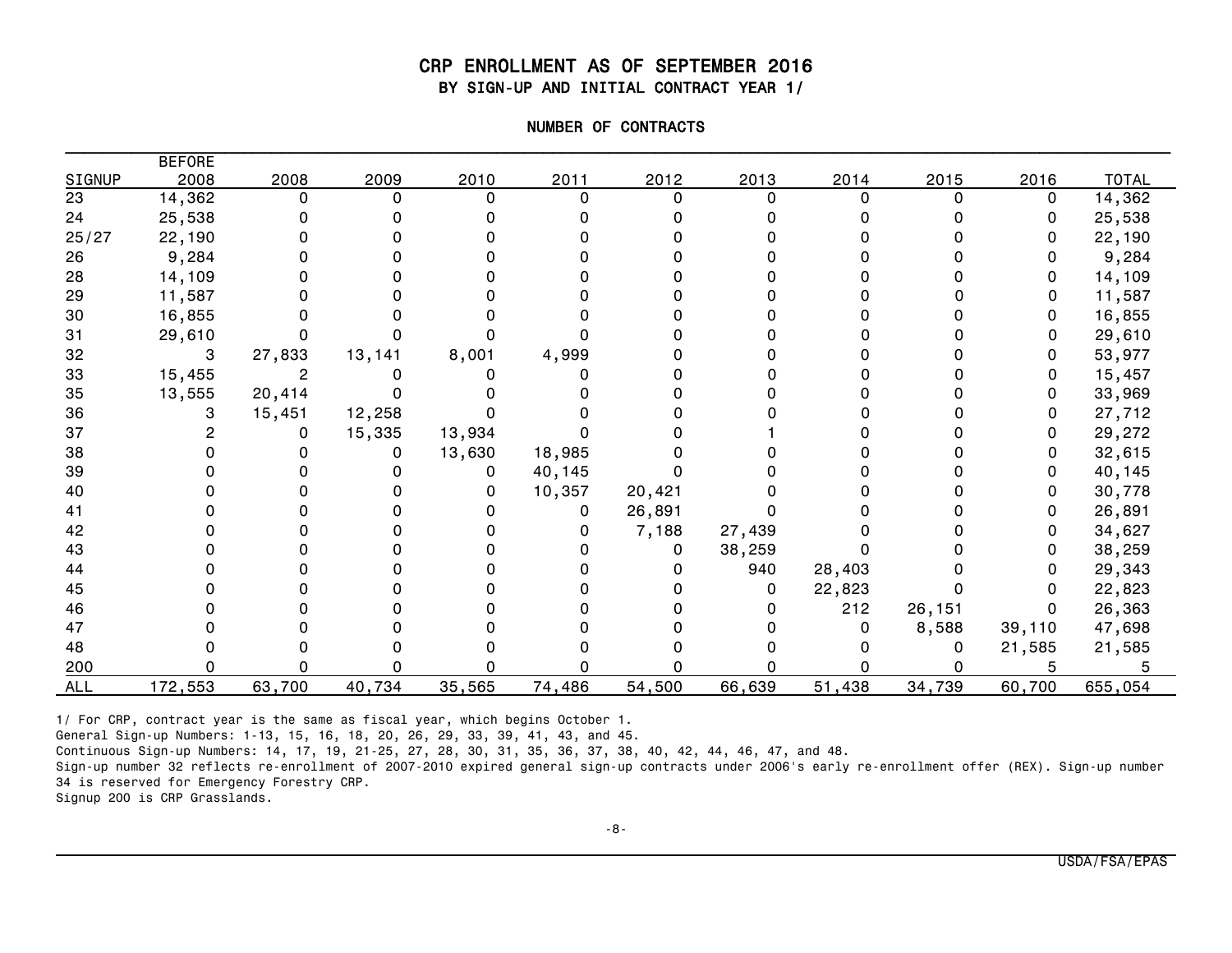# CRP ENROLLMENT AS OF SEPTEMBER 2016

## BY SIGN-UP AND INITIAL CONTRACT YEAR 1/

### NUMBER OF CONTRACTS

| SIGNUP | BEFORE 2008 | 2008 | 2009 | 2010 | 2011 | 2012 | 2013 | 2014 | 2015 | 2016 | TOTAL |
|---|---|---|---|---|---|---|---|---|---|---|---|
| 23 | 14,362 | 0 | 0 | 0 | 0 | 0 | 0 | 0 | 0 | 0 | 14,362 |
| 24 | 25,538 | 0 | 0 | 0 | 0 | 0 | 0 | 0 | 0 | 0 | 25,538 |
| 25/27 | 22,190 | 0 | 0 | 0 | 0 | 0 | 0 | 0 | 0 | 0 | 22,190 |
| 26 | 9,284 | 0 | 0 | 0 | 0 | 0 | 0 | 0 | 0 | 0 | 9,284 |
| 28 | 14,109 | 0 | 0 | 0 | 0 | 0 | 0 | 0 | 0 | 0 | 14,109 |
| 29 | 11,587 | 0 | 0 | 0 | 0 | 0 | 0 | 0 | 0 | 0 | 11,587 |
| 30 | 16,855 | 0 | 0 | 0 | 0 | 0 | 0 | 0 | 0 | 0 | 16,855 |
| 31 | 29,610 | 0 | 0 | 0 | 0 | 0 | 0 | 0 | 0 | 0 | 29,610 |
| 32 | 3 | 27,833 | 13,141 | 8,001 | 4,999 | 0 | 0 | 0 | 0 | 0 | 53,977 |
| 33 | 15,455 | 2 | 0 | 0 | 0 | 0 | 0 | 0 | 0 | 0 | 15,457 |
| 35 | 13,555 | 20,414 | 0 | 0 | 0 | 0 | 0 | 0 | 0 | 0 | 33,969 |
| 36 | 3 | 15,451 | 12,258 | 0 | 0 | 0 | 0 | 0 | 0 | 0 | 27,712 |
| 37 | 2 | 0 | 15,335 | 13,934 | 0 | 0 | 1 | 0 | 0 | 0 | 29,272 |
| 38 | 0 | 0 | 0 | 13,630 | 18,985 | 0 | 0 | 0 | 0 | 0 | 32,615 |
| 39 | 0 | 0 | 0 | 0 | 40,145 | 0 | 0 | 0 | 0 | 0 | 40,145 |
| 40 | 0 | 0 | 0 | 0 | 10,357 | 20,421 | 0 | 0 | 0 | 0 | 30,778 |
| 41 | 0 | 0 | 0 | 0 | 0 | 26,891 | 0 | 0 | 0 | 0 | 26,891 |
| 42 | 0 | 0 | 0 | 0 | 0 | 7,188 | 27,439 | 0 | 0 | 0 | 34,627 |
| 43 | 0 | 0 | 0 | 0 | 0 | 0 | 38,259 | 0 | 0 | 0 | 38,259 |
| 44 | 0 | 0 | 0 | 0 | 0 | 0 | 940 | 28,403 | 0 | 0 | 29,343 |
| 45 | 0 | 0 | 0 | 0 | 0 | 0 | 0 | 22,823 | 0 | 0 | 22,823 |
| 46 | 0 | 0 | 0 | 0 | 0 | 0 | 0 | 212 | 26,151 | 0 | 26,363 |
| 47 | 0 | 0 | 0 | 0 | 0 | 0 | 0 | 0 | 8,588 | 39,110 | 47,698 |
| 48 | 0 | 0 | 0 | 0 | 0 | 0 | 0 | 0 | 0 | 21,585 | 21,585 |
| 200 | 0 | 0 | 0 | 0 | 0 | 0 | 0 | 0 | 0 | 5 | 5 |
| ALL | 172,553 | 63,700 | 40,734 | 35,565 | 74,486 | 54,500 | 66,639 | 51,438 | 34,739 | 60,700 | 655,054 |

1/ For CRP, contract year is the same as fiscal year, which begins October 1.
General Sign-up Numbers: 1-13, 15, 16, 18, 20, 26, 29, 33, 39, 41, 43, and 45.
Continuous Sign-up Numbers: 14, 17, 19, 21-25, 27, 28, 30, 31, 35, 36, 37, 38, 40, 42, 44, 46, 47, and 48.
Sign-up number 32 reflects re-enrollment of 2007-2010 expired general sign-up contracts under 2006's early re-enrollment offer (REX). Sign-up number 34 is reserved for Emergency Forestry CRP.
Signup 200 is CRP Grasslands.

USDA/FSA/EPAS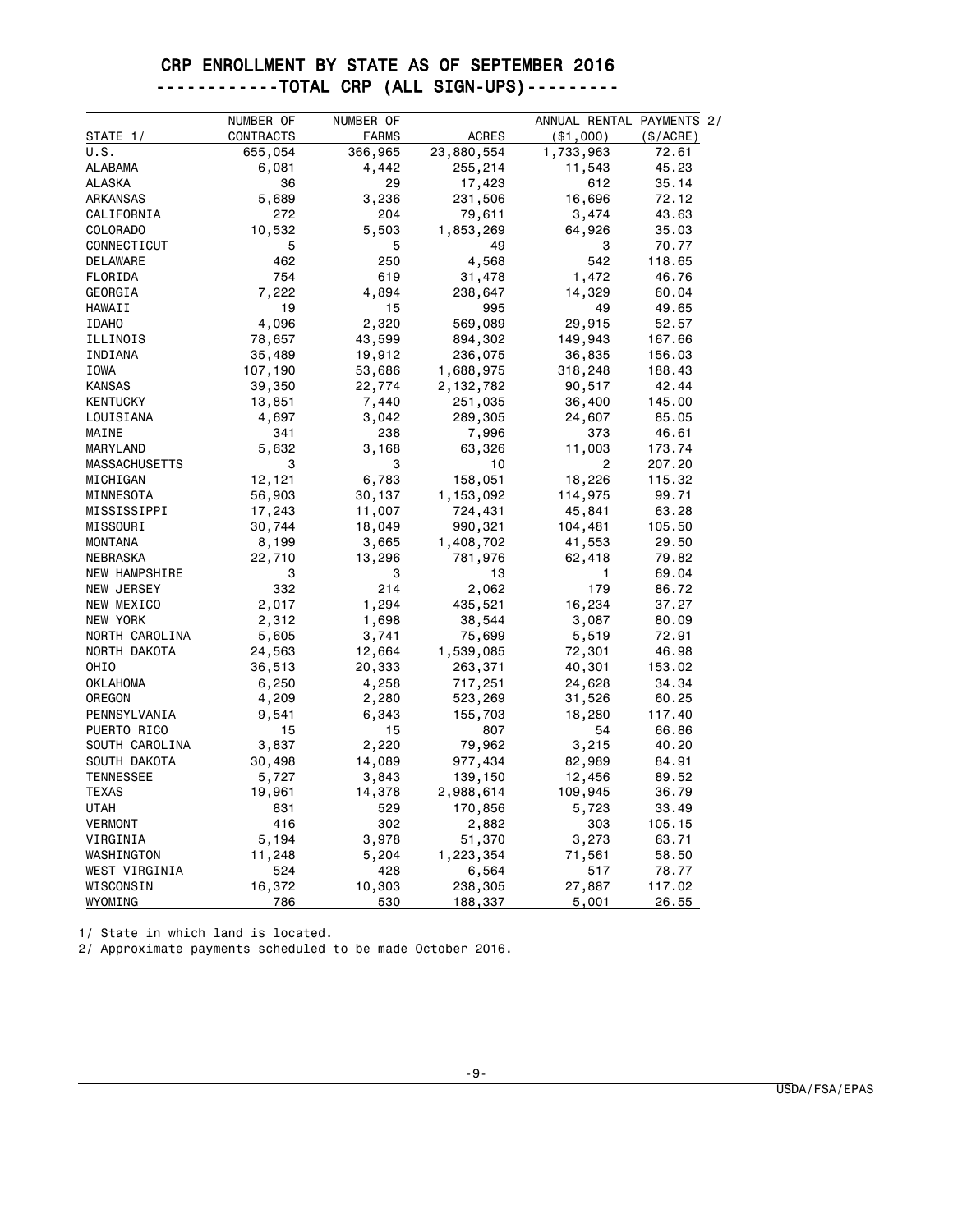# CRP ENROLLMENT BY STATE AS OF SEPTEMBER 2016

## ------------TOTAL CRP (ALL SIGN-UPS)---------

| STATE 1/ | NUMBER OF CONTRACTS | NUMBER OF FARMS | ACRES | ANNUAL RENTAL PAYMENTS 2/ ($1,000) | ($/ACRE) |
|---|---|---|---|---|---|
| U.S. | 655,054 | 366,965 | 23,880,554 | 1,733,963 | 72.61 |
| ALABAMA | 6,081 | 4,442 | 255,214 | 11,543 | 45.23 |
| ALASKA | 36 | 29 | 17,423 | 612 | 35.14 |
| ARKANSAS | 5,689 | 3,236 | 231,506 | 16,696 | 72.12 |
| CALIFORNIA | 272 | 204 | 79,611 | 3,474 | 43.63 |
| COLORADO | 10,532 | 5,503 | 1,853,269 | 64,926 | 35.03 |
| CONNECTICUT | 5 | 5 | 49 | 3 | 70.77 |
| DELAWARE | 462 | 250 | 4,568 | 542 | 118.65 |
| FLORIDA | 754 | 619 | 31,478 | 1,472 | 46.76 |
| GEORGIA | 7,222 | 4,894 | 238,647 | 14,329 | 60.04 |
| HAWAII | 19 | 15 | 995 | 49 | 49.65 |
| IDAHO | 4,096 | 2,320 | 569,089 | 29,915 | 52.57 |
| ILLINOIS | 78,657 | 43,599 | 894,302 | 149,943 | 167.66 |
| INDIANA | 35,489 | 19,912 | 236,075 | 36,835 | 156.03 |
| IOWA | 107,190 | 53,686 | 1,688,975 | 318,248 | 188.43 |
| KANSAS | 39,350 | 22,774 | 2,132,782 | 90,517 | 42.44 |
| KENTUCKY | 13,851 | 7,440 | 251,035 | 36,400 | 145.00 |
| LOUISIANA | 4,697 | 3,042 | 289,305 | 24,607 | 85.05 |
| MAINE | 341 | 238 | 7,996 | 373 | 46.61 |
| MARYLAND | 5,632 | 3,168 | 63,326 | 11,003 | 173.74 |
| MASSACHUSETTS | 3 | 3 | 10 | 2 | 207.20 |
| MICHIGAN | 12,121 | 6,783 | 158,051 | 18,226 | 115.32 |
| MINNESOTA | 56,903 | 30,137 | 1,153,092 | 114,975 | 99.71 |
| MISSISSIPPI | 17,243 | 11,007 | 724,431 | 45,841 | 63.28 |
| MISSOURI | 30,744 | 18,049 | 990,321 | 104,481 | 105.50 |
| MONTANA | 8,199 | 3,665 | 1,408,702 | 41,553 | 29.50 |
| NEBRASKA | 22,710 | 13,296 | 781,976 | 62,418 | 79.82 |
| NEW HAMPSHIRE | 3 | 3 | 13 | 1 | 69.04 |
| NEW JERSEY | 332 | 214 | 2,062 | 179 | 86.72 |
| NEW MEXICO | 2,017 | 1,294 | 435,521 | 16,234 | 37.27 |
| NEW YORK | 2,312 | 1,698 | 38,544 | 3,087 | 80.09 |
| NORTH CAROLINA | 5,605 | 3,741 | 75,699 | 5,519 | 72.91 |
| NORTH DAKOTA | 24,563 | 12,664 | 1,539,085 | 72,301 | 46.98 |
| OHIO | 36,513 | 20,333 | 263,371 | 40,301 | 153.02 |
| OKLAHOMA | 6,250 | 4,258 | 717,251 | 24,628 | 34.34 |
| OREGON | 4,209 | 2,280 | 523,269 | 31,526 | 60.25 |
| PENNSYLVANIA | 9,541 | 6,343 | 155,703 | 18,280 | 117.40 |
| PUERTO RICO | 15 | 15 | 807 | 54 | 66.86 |
| SOUTH CAROLINA | 3,837 | 2,220 | 79,962 | 3,215 | 40.20 |
| SOUTH DAKOTA | 30,498 | 14,089 | 977,434 | 82,989 | 84.91 |
| TENNESSEE | 5,727 | 3,843 | 139,150 | 12,456 | 89.52 |
| TEXAS | 19,961 | 14,378 | 2,988,614 | 109,945 | 36.79 |
| UTAH | 831 | 529 | 170,856 | 5,723 | 33.49 |
| VERMONT | 416 | 302 | 2,882 | 303 | 105.15 |
| VIRGINIA | 5,194 | 3,978 | 51,370 | 3,273 | 63.71 |
| WASHINGTON | 11,248 | 5,204 | 1,223,354 | 71,561 | 58.50 |
| WEST VIRGINIA | 524 | 428 | 6,564 | 517 | 78.77 |
| WISCONSIN | 16,372 | 10,303 | 238,305 | 27,887 | 117.02 |
| WYOMING | 786 | 530 | 188,337 | 5,001 | 26.55 |

1/ State in which land is located.

2/ Approximate payments scheduled to be made October 2016.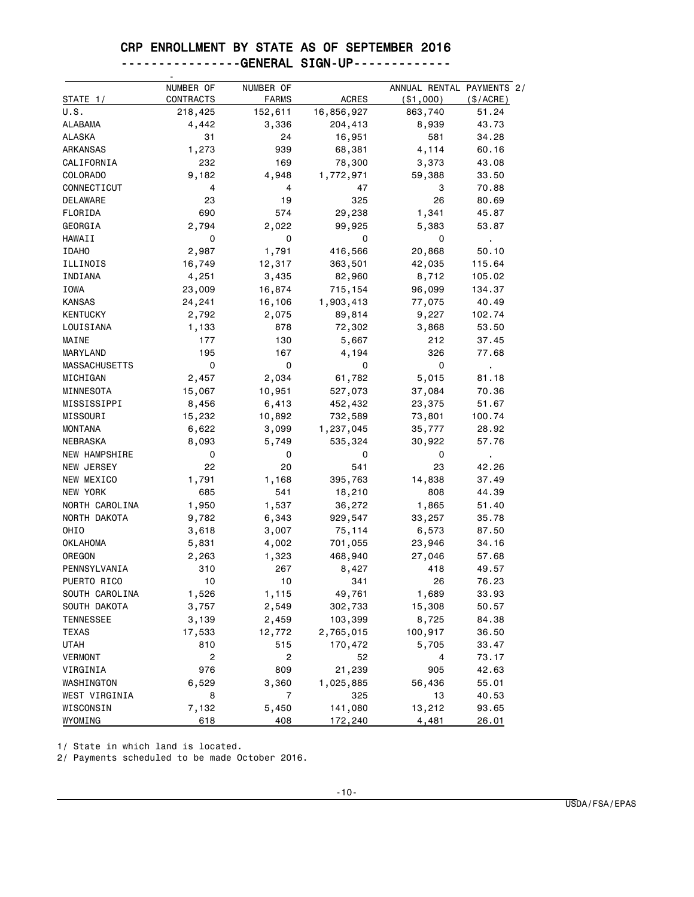# CRP ENROLLMENT BY STATE AS OF SEPTEMBER 2016

## ---------------GENERAL SIGN-UP------------

| STATE 1/ | NUMBER OF CONTRACTS | NUMBER OF FARMS | ACRES | ANNUAL RENTAL PAYMENTS 2/ ($1,000) | ($/ACRE) |
|---|---|---|---|---|---|
| U.S. | 218,425 | 152,611 | 16,856,927 | 863,740 | 51.24 |
| ALABAMA | 4,442 | 3,336 | 204,413 | 8,939 | 43.73 |
| ALASKA | 31 | 24 | 16,951 | 581 | 34.28 |
| ARKANSAS | 1,273 | 939 | 68,381 | 4,114 | 60.16 |
| CALIFORNIA | 232 | 169 | 78,300 | 3,373 | 43.08 |
| COLORADO | 9,182 | 4,948 | 1,772,971 | 59,388 | 33.50 |
| CONNECTICUT | 4 | 4 | 47 | 3 | 70.88 |
| DELAWARE | 23 | 19 | 325 | 26 | 80.69 |
| FLORIDA | 690 | 574 | 29,238 | 1,341 | 45.87 |
| GEORGIA | 2,794 | 2,022 | 99,925 | 5,383 | 53.87 |
| HAWAII | 0 | 0 | 0 | 0 | . |
| IDAHO | 2,987 | 1,791 | 416,566 | 20,868 | 50.10 |
| ILLINOIS | 16,749 | 12,317 | 363,501 | 42,035 | 115.64 |
| INDIANA | 4,251 | 3,435 | 82,960 | 8,712 | 105.02 |
| IOWA | 23,009 | 16,874 | 715,154 | 96,099 | 134.37 |
| KANSAS | 24,241 | 16,106 | 1,903,413 | 77,075 | 40.49 |
| KENTUCKY | 2,792 | 2,075 | 89,814 | 9,227 | 102.74 |
| LOUISIANA | 1,133 | 878 | 72,302 | 3,868 | 53.50 |
| MAINE | 177 | 130 | 5,667 | 212 | 37.45 |
| MARYLAND | 195 | 167 | 4,194 | 326 | 77.68 |
| MASSACHUSETTS | 0 | 0 | 0 | 0 | . |
| MICHIGAN | 2,457 | 2,034 | 61,782 | 5,015 | 81.18 |
| MINNESOTA | 15,067 | 10,951 | 527,073 | 37,084 | 70.36 |
| MISSISSIPPI | 8,456 | 6,413 | 452,432 | 23,375 | 51.67 |
| MISSOURI | 15,232 | 10,892 | 732,589 | 73,801 | 100.74 |
| MONTANA | 6,622 | 3,099 | 1,237,045 | 35,777 | 28.92 |
| NEBRASKA | 8,093 | 5,749 | 535,324 | 30,922 | 57.76 |
| NEW HAMPSHIRE | 0 | 0 | 0 | 0 | . |
| NEW JERSEY | 22 | 20 | 541 | 23 | 42.26 |
| NEW MEXICO | 1,791 | 1,168 | 395,763 | 14,838 | 37.49 |
| NEW YORK | 685 | 541 | 18,210 | 808 | 44.39 |
| NORTH CAROLINA | 1,950 | 1,537 | 36,272 | 1,865 | 51.40 |
| NORTH DAKOTA | 9,782 | 6,343 | 929,547 | 33,257 | 35.78 |
| OHIO | 3,618 | 3,007 | 75,114 | 6,573 | 87.50 |
| OKLAHOMA | 5,831 | 4,002 | 701,055 | 23,946 | 34.16 |
| OREGON | 2,263 | 1,323 | 468,940 | 27,046 | 57.68 |
| PENNSYLVANIA | 310 | 267 | 8,427 | 418 | 49.57 |
| PUERTO RICO | 10 | 10 | 341 | 26 | 76.23 |
| SOUTH CAROLINA | 1,526 | 1,115 | 49,761 | 1,689 | 33.93 |
| SOUTH DAKOTA | 3,757 | 2,549 | 302,733 | 15,308 | 50.57 |
| TENNESSEE | 3,139 | 2,459 | 103,399 | 8,725 | 84.38 |
| TEXAS | 17,533 | 12,772 | 2,765,015 | 100,917 | 36.50 |
| UTAH | 810 | 515 | 170,472 | 5,705 | 33.47 |
| VERMONT | 2 | 2 | 52 | 4 | 73.17 |
| VIRGINIA | 976 | 809 | 21,239 | 905 | 42.63 |
| WASHINGTON | 6,529 | 3,360 | 1,025,885 | 56,436 | 55.01 |
| WEST VIRGINIA | 8 | 7 | 325 | 13 | 40.53 |
| WISCONSIN | 7,132 | 5,450 | 141,080 | 13,212 | 93.65 |
| WYOMING | 618 | 408 | 172,240 | 4,481 | 26.01 |

1/ State in which land is located.
2/ Payments scheduled to be made October 2016.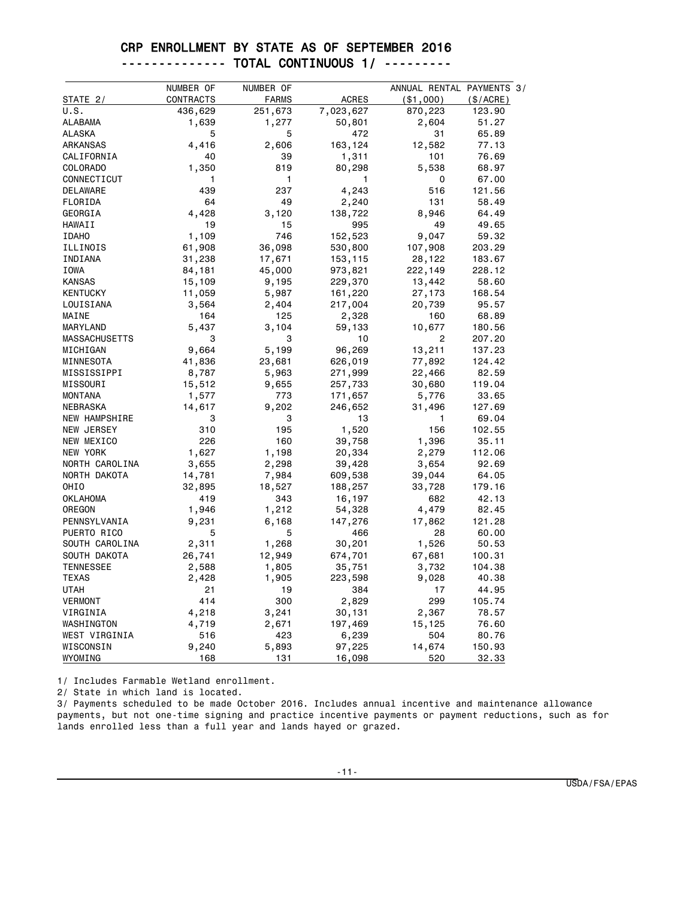# CRP ENROLLMENT BY STATE AS OF SEPTEMBER 2016

## ------------- TOTAL CONTINUOUS 1/ ---------

| STATE 2/ | NUMBER OF CONTRACTS | NUMBER OF FARMS | ACRES | ANNUAL RENTAL PAYMENTS 3/ ($1,000) | ($/ACRE) |
|---|---|---|---|---|---|
| U.S. | 436,629 | 251,673 | 7,023,627 | 870,223 | 123.90 |
| ALABAMA | 1,639 | 1,277 | 50,801 | 2,604 | 51.27 |
| ALASKA | 5 | 5 | 472 | 31 | 65.89 |
| ARKANSAS | 4,416 | 2,606 | 163,124 | 12,582 | 77.13 |
| CALIFORNIA | 40 | 39 | 1,311 | 101 | 76.69 |
| COLORADO | 1,350 | 819 | 80,298 | 5,538 | 68.97 |
| CONNECTICUT | 1 | 1 | 1 | 0 | 67.00 |
| DELAWARE | 439 | 237 | 4,243 | 516 | 121.56 |
| FLORIDA | 64 | 49 | 2,240 | 131 | 58.49 |
| GEORGIA | 4,428 | 3,120 | 138,722 | 8,946 | 64.49 |
| HAWAII | 19 | 15 | 995 | 49 | 49.65 |
| IDAHO | 1,109 | 746 | 152,523 | 9,047 | 59.32 |
| ILLINOIS | 61,908 | 36,098 | 530,800 | 107,908 | 203.29 |
| INDIANA | 31,238 | 17,671 | 153,115 | 28,122 | 183.67 |
| IOWA | 84,181 | 45,000 | 973,821 | 222,149 | 228.12 |
| KANSAS | 15,109 | 9,195 | 229,370 | 13,442 | 58.60 |
| KENTUCKY | 11,059 | 5,987 | 161,220 | 27,173 | 168.54 |
| LOUISIANA | 3,564 | 2,404 | 217,004 | 20,739 | 95.57 |
| MAINE | 164 | 125 | 2,328 | 160 | 68.89 |
| MARYLAND | 5,437 | 3,104 | 59,133 | 10,677 | 180.56 |
| MASSACHUSETTS | 3 | 3 | 10 | 2 | 207.20 |
| MICHIGAN | 9,664 | 5,199 | 96,269 | 13,211 | 137.23 |
| MINNESOTA | 41,836 | 23,681 | 626,019 | 77,892 | 124.42 |
| MISSISSIPPI | 8,787 | 5,963 | 271,999 | 22,466 | 82.59 |
| MISSOURI | 15,512 | 9,655 | 257,733 | 30,680 | 119.04 |
| MONTANA | 1,577 | 773 | 171,657 | 5,776 | 33.65 |
| NEBRASKA | 14,617 | 9,202 | 246,652 | 31,496 | 127.69 |
| NEW HAMPSHIRE | 3 | 3 | 13 | 1 | 69.04 |
| NEW JERSEY | 310 | 195 | 1,520 | 156 | 102.55 |
| NEW MEXICO | 226 | 160 | 39,758 | 1,396 | 35.11 |
| NEW YORK | 1,627 | 1,198 | 20,334 | 2,279 | 112.06 |
| NORTH CAROLINA | 3,655 | 2,298 | 39,428 | 3,654 | 92.69 |
| NORTH DAKOTA | 14,781 | 7,984 | 609,538 | 39,044 | 64.05 |
| OHIO | 32,895 | 18,527 | 188,257 | 33,728 | 179.16 |
| OKLAHOMA | 419 | 343 | 16,197 | 682 | 42.13 |
| OREGON | 1,946 | 1,212 | 54,328 | 4,479 | 82.45 |
| PENNSYLVANIA | 9,231 | 6,168 | 147,276 | 17,862 | 121.28 |
| PUERTO RICO | 5 | 5 | 466 | 28 | 60.00 |
| SOUTH CAROLINA | 2,311 | 1,268 | 30,201 | 1,526 | 50.53 |
| SOUTH DAKOTA | 26,741 | 12,949 | 674,701 | 67,681 | 100.31 |
| TENNESSEE | 2,588 | 1,805 | 35,751 | 3,732 | 104.38 |
| TEXAS | 2,428 | 1,905 | 223,598 | 9,028 | 40.38 |
| UTAH | 21 | 19 | 384 | 17 | 44.95 |
| VERMONT | 414 | 300 | 2,829 | 299 | 105.74 |
| VIRGINIA | 4,218 | 3,241 | 30,131 | 2,367 | 78.57 |
| WASHINGTON | 4,719 | 2,671 | 197,469 | 15,125 | 76.60 |
| WEST VIRGINIA | 516 | 423 | 6,239 | 504 | 80.76 |
| WISCONSIN | 9,240 | 5,893 | 97,225 | 14,674 | 150.93 |
| WYOMING | 168 | 131 | 16,098 | 520 | 32.33 |

1/ Includes Farmable Wetland enrollment.

2/ State in which land is located.

3/ Payments scheduled to be made October 2016. Includes annual incentive and maintenance allowance payments, but not one-time signing and practice incentive payments or payment reductions, such as for lands enrolled less than a full year and lands hayed or grazed.

USDA/FSA/EPAS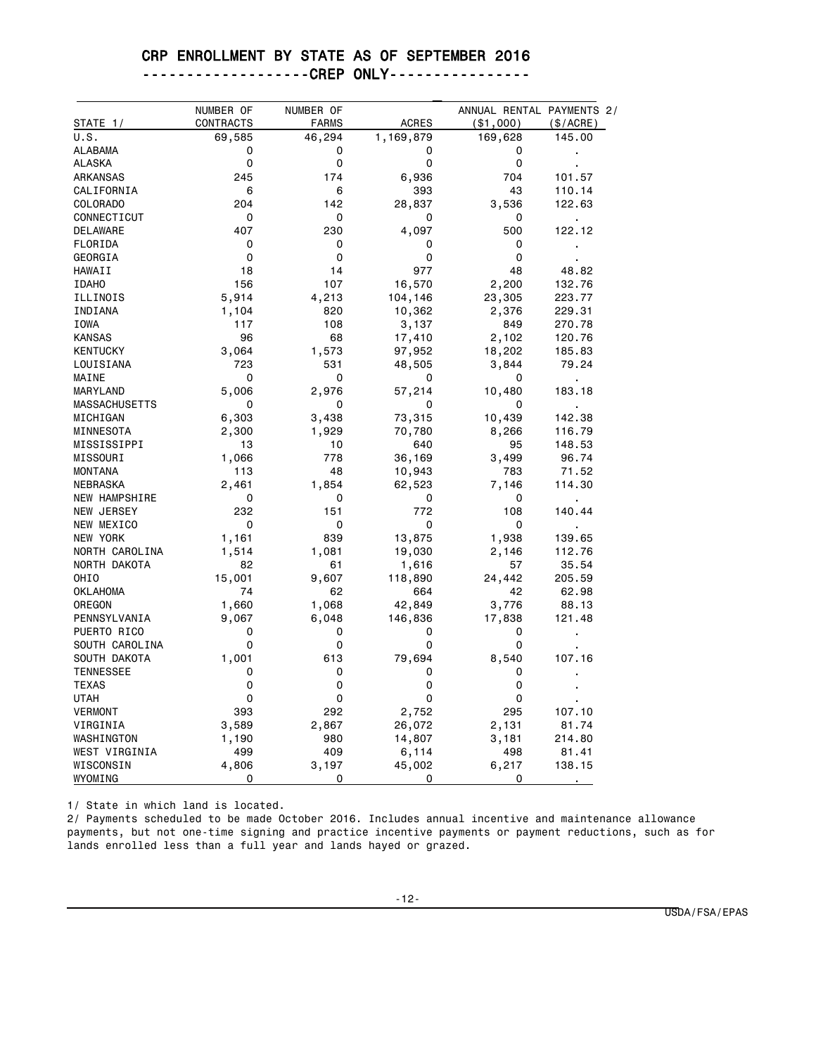# CRP ENROLLMENT BY STATE AS OF SEPTEMBER 2016

## ------------------CREP ONLY---------------

| STATE 1/ | NUMBER OF CONTRACTS | NUMBER OF FARMS | ACRES | ANNUAL RENTAL PAYMENTS 2/ ($1,000) | ($/ACRE) |
|---|---|---|---|---|---|
| U.S. | 69,585 | 46,294 | 1,169,879 | 169,628 | 145.00 |
| ALABAMA | 0 | 0 | 0 | 0 | . |
| ALASKA | 0 | 0 | 0 | 0 | . |
| ARKANSAS | 245 | 174 | 6,936 | 704 | 101.57 |
| CALIFORNIA | 6 | 6 | 393 | 43 | 110.14 |
| COLORADO | 204 | 142 | 28,837 | 3,536 | 122.63 |
| CONNECTICUT | 0 | 0 | 0 | 0 | . |
| DELAWARE | 407 | 230 | 4,097 | 500 | 122.12 |
| FLORIDA | 0 | 0 | 0 | 0 | . |
| GEORGIA | 0 | 0 | 0 | 0 | . |
| HAWAII | 18 | 14 | 977 | 48 | 48.82 |
| IDAHO | 156 | 107 | 16,570 | 2,200 | 132.76 |
| ILLINOIS | 5,914 | 4,213 | 104,146 | 23,305 | 223.77 |
| INDIANA | 1,104 | 820 | 10,362 | 2,376 | 229.31 |
| IOWA | 117 | 108 | 3,137 | 849 | 270.78 |
| KANSAS | 96 | 68 | 17,410 | 2,102 | 120.76 |
| KENTUCKY | 3,064 | 1,573 | 97,952 | 18,202 | 185.83 |
| LOUISIANA | 723 | 531 | 48,505 | 3,844 | 79.24 |
| MAINE | 0 | 0 | 0 | 0 | . |
| MARYLAND | 5,006 | 2,976 | 57,214 | 10,480 | 183.18 |
| MASSACHUSETTS | 0 | 0 | 0 | 0 | . |
| MICHIGAN | 6,303 | 3,438 | 73,315 | 10,439 | 142.38 |
| MINNESOTA | 2,300 | 1,929 | 70,780 | 8,266 | 116.79 |
| MISSISSIPPI | 13 | 10 | 640 | 95 | 148.53 |
| MISSOURI | 1,066 | 778 | 36,169 | 3,499 | 96.74 |
| MONTANA | 113 | 48 | 10,943 | 783 | 71.52 |
| NEBRASKA | 2,461 | 1,854 | 62,523 | 7,146 | 114.30 |
| NEW HAMPSHIRE | 0 | 0 | 0 | 0 | . |
| NEW JERSEY | 232 | 151 | 772 | 108 | 140.44 |
| NEW MEXICO | 0 | 0 | 0 | 0 | . |
| NEW YORK | 1,161 | 839 | 13,875 | 1,938 | 139.65 |
| NORTH CAROLINA | 1,514 | 1,081 | 19,030 | 2,146 | 112.76 |
| NORTH DAKOTA | 82 | 61 | 1,616 | 57 | 35.54 |
| OHIO | 15,001 | 9,607 | 118,890 | 24,442 | 205.59 |
| OKLAHOMA | 74 | 62 | 664 | 42 | 62.98 |
| OREGON | 1,660 | 1,068 | 42,849 | 3,776 | 88.13 |
| PENNSYLVANIA | 9,067 | 6,048 | 146,836 | 17,838 | 121.48 |
| PUERTO RICO | 0 | 0 | 0 | 0 | . |
| SOUTH CAROLINA | 0 | 0 | 0 | 0 | . |
| SOUTH DAKOTA | 1,001 | 613 | 79,694 | 8,540 | 107.16 |
| TENNESSEE | 0 | 0 | 0 | 0 | . |
| TEXAS | 0 | 0 | 0 | 0 | . |
| UTAH | 0 | 0 | 0 | 0 | . |
| VERMONT | 393 | 292 | 2,752 | 295 | 107.10 |
| VIRGINIA | 3,589 | 2,867 | 26,072 | 2,131 | 81.74 |
| WASHINGTON | 1,190 | 980 | 14,807 | 3,181 | 214.80 |
| WEST VIRGINIA | 499 | 409 | 6,114 | 498 | 81.41 |
| WISCONSIN | 4,806 | 3,197 | 45,002 | 6,217 | 138.15 |
| WYOMING | 0 | 0 | 0 | 0 | . |

1/ State in which land is located.

2/ Payments scheduled to be made October 2016. Includes annual incentive and maintenance allowance payments, but not one-time signing and practice incentive payments or payment reductions, such as for lands enrolled less than a full year and lands hayed or grazed.

USDA/FSA/EPAS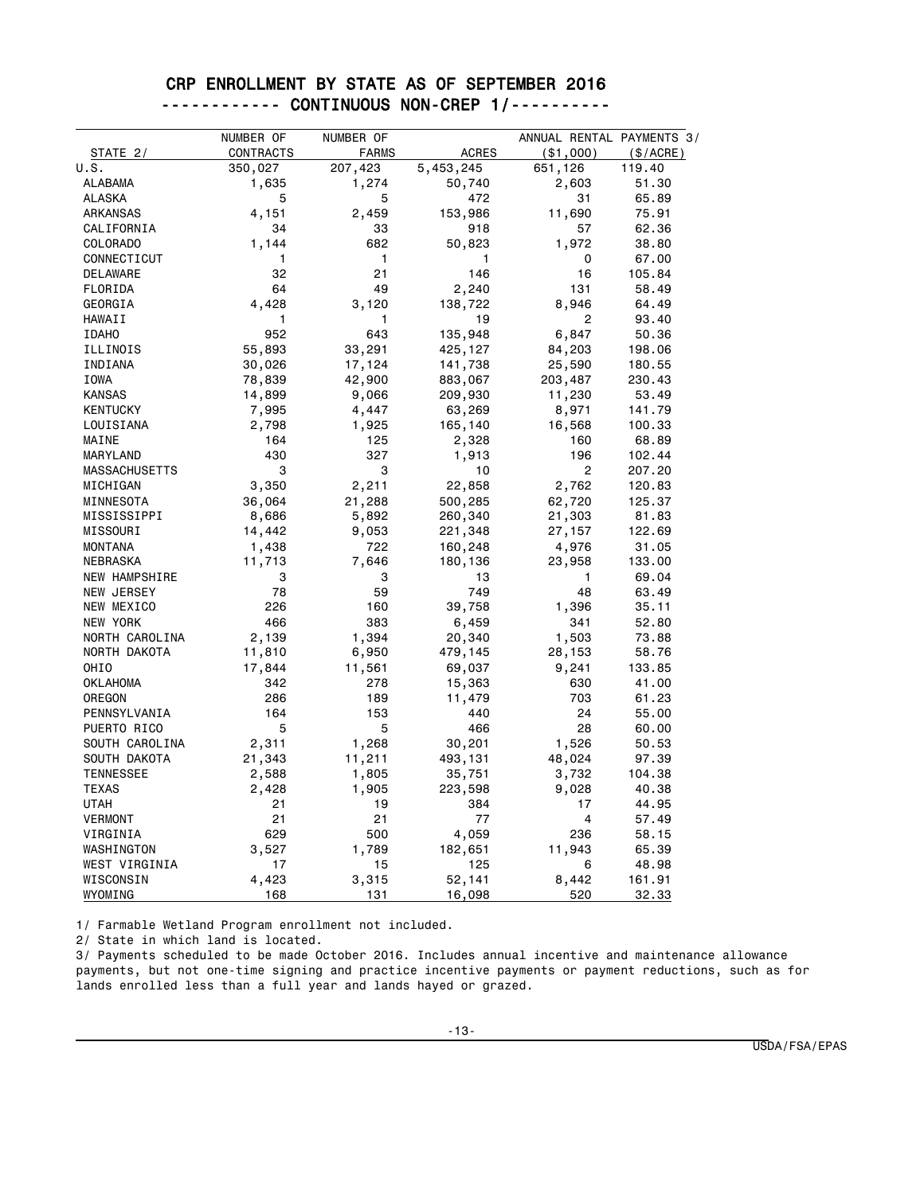# CRP ENROLLMENT BY STATE AS OF SEPTEMBER 2016

## ------------ CONTINUOUS NON-CREP 1/----------

| STATE 2/ | NUMBER OF CONTRACTS | NUMBER OF FARMS | ACRES | ANNUAL RENTAL PAYMENTS 3/ ($1,000) | ($/ACRE) |
|---|---|---|---|---|---|
| U.S. | 350,027 | 207,423 | 5,453,245 | 651,126 | 119.40 |
| ALABAMA | 1,635 | 1,274 | 50,740 | 2,603 | 51.30 |
| ALASKA | 5 | 5 | 472 | 31 | 65.89 |
| ARKANSAS | 4,151 | 2,459 | 153,986 | 11,690 | 75.91 |
| CALIFORNIA | 34 | 33 | 918 | 57 | 62.36 |
| COLORADO | 1,144 | 682 | 50,823 | 1,972 | 38.80 |
| CONNECTICUT | 1 | 1 | 1 | 0 | 67.00 |
| DELAWARE | 32 | 21 | 146 | 16 | 105.84 |
| FLORIDA | 64 | 49 | 2,240 | 131 | 58.49 |
| GEORGIA | 4,428 | 3,120 | 138,722 | 8,946 | 64.49 |
| HAWAII | 1 | 1 | 19 | 2 | 93.40 |
| IDAHO | 952 | 643 | 135,948 | 6,847 | 50.36 |
| ILLINOIS | 55,893 | 33,291 | 425,127 | 84,203 | 198.06 |
| INDIANA | 30,026 | 17,124 | 141,738 | 25,590 | 180.55 |
| IOWA | 78,839 | 42,900 | 883,067 | 203,487 | 230.43 |
| KANSAS | 14,899 | 9,066 | 209,930 | 11,230 | 53.49 |
| KENTUCKY | 7,995 | 4,447 | 63,269 | 8,971 | 141.79 |
| LOUISIANA | 2,798 | 1,925 | 165,140 | 16,568 | 100.33 |
| MAINE | 164 | 125 | 2,328 | 160 | 68.89 |
| MARYLAND | 430 | 327 | 1,913 | 196 | 102.44 |
| MASSACHUSETTS | 3 | 3 | 10 | 2 | 207.20 |
| MICHIGAN | 3,350 | 2,211 | 22,858 | 2,762 | 120.83 |
| MINNESOTA | 36,064 | 21,288 | 500,285 | 62,720 | 125.37 |
| MISSISSIPPI | 8,686 | 5,892 | 260,340 | 21,303 | 81.83 |
| MISSOURI | 14,442 | 9,053 | 221,348 | 27,157 | 122.69 |
| MONTANA | 1,438 | 722 | 160,248 | 4,976 | 31.05 |
| NEBRASKA | 11,713 | 7,646 | 180,136 | 23,958 | 133.00 |
| NEW HAMPSHIRE | 3 | 3 | 13 | 1 | 69.04 |
| NEW JERSEY | 78 | 59 | 749 | 48 | 63.49 |
| NEW MEXICO | 226 | 160 | 39,758 | 1,396 | 35.11 |
| NEW YORK | 466 | 383 | 6,459 | 341 | 52.80 |
| NORTH CAROLINA | 2,139 | 1,394 | 20,340 | 1,503 | 73.88 |
| NORTH DAKOTA | 11,810 | 6,950 | 479,145 | 28,153 | 58.76 |
| OHIO | 17,844 | 11,561 | 69,037 | 9,241 | 133.85 |
| OKLAHOMA | 342 | 278 | 15,363 | 630 | 41.00 |
| OREGON | 286 | 189 | 11,479 | 703 | 61.23 |
| PENNSYLVANIA | 164 | 153 | 440 | 24 | 55.00 |
| PUERTO RICO | 5 | 5 | 466 | 28 | 60.00 |
| SOUTH CAROLINA | 2,311 | 1,268 | 30,201 | 1,526 | 50.53 |
| SOUTH DAKOTA | 21,343 | 11,211 | 493,131 | 48,024 | 97.39 |
| TENNESSEE | 2,588 | 1,805 | 35,751 | 3,732 | 104.38 |
| TEXAS | 2,428 | 1,905 | 223,598 | 9,028 | 40.38 |
| UTAH | 21 | 19 | 384 | 17 | 44.95 |
| VERMONT | 21 | 21 | 77 | 4 | 57.49 |
| VIRGINIA | 629 | 500 | 4,059 | 236 | 58.15 |
| WASHINGTON | 3,527 | 1,789 | 182,651 | 11,943 | 65.39 |
| WEST VIRGINIA | 17 | 15 | 125 | 6 | 48.98 |
| WISCONSIN | 4,423 | 3,315 | 52,141 | 8,442 | 161.91 |
| WYOMING | 168 | 131 | 16,098 | 520 | 32.33 |

1/ Farmable Wetland Program enrollment not included.

2/ State in which land is located.

3/ Payments scheduled to be made October 2016. Includes annual incentive and maintenance allowance payments, but not one-time signing and practice incentive payments or payment reductions, such as for lands enrolled less than a full year and lands hayed or grazed.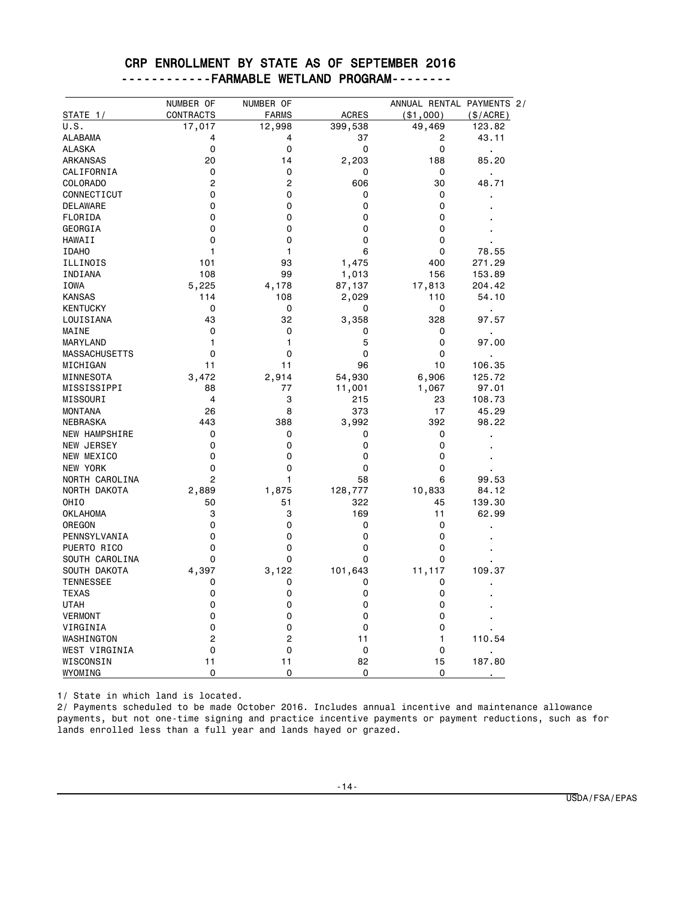# CRP ENROLLMENT BY STATE AS OF SEPTEMBER 2016

## -----------FARMABLE WETLAND PROGRAM--------

| STATE 1/ | NUMBER OF CONTRACTS | NUMBER OF FARMS | ACRES | ANNUAL RENTAL PAYMENTS 2/ ($1,000) | ($/ACRE) |
|---|---|---|---|---|---|
| U.S. | 17,017 | 12,998 | 399,538 | 49,469 | 123.82 |
| ALABAMA | 4 | 4 | 37 | 2 | 43.11 |
| ALASKA | 0 | 0 | 0 | 0 | . |
| ARKANSAS | 20 | 14 | 2,203 | 188 | 85.20 |
| CALIFORNIA | 0 | 0 | 0 | 0 | . |
| COLORADO | 2 | 2 | 606 | 30 | 48.71 |
| CONNECTICUT | 0 | 0 | 0 | 0 | . |
| DELAWARE | 0 | 0 | 0 | 0 | . |
| FLORIDA | 0 | 0 | 0 | 0 | . |
| GEORGIA | 0 | 0 | 0 | 0 | . |
| HAWAII | 0 | 0 | 0 | 0 | . |
| IDAHO | 1 | 1 | 6 | 0 | 78.55 |
| ILLINOIS | 101 | 93 | 1,475 | 400 | 271.29 |
| INDIANA | 108 | 99 | 1,013 | 156 | 153.89 |
| IOWA | 5,225 | 4,178 | 87,137 | 17,813 | 204.42 |
| KANSAS | 114 | 108 | 2,029 | 110 | 54.10 |
| KENTUCKY | 0 | 0 | 0 | 0 | . |
| LOUISIANA | 43 | 32 | 3,358 | 328 | 97.57 |
| MAINE | 0 | 0 | 0 | 0 | . |
| MARYLAND | 1 | 1 | 5 | 0 | 97.00 |
| MASSACHUSETTS | 0 | 0 | 0 | 0 | . |
| MICHIGAN | 11 | 11 | 96 | 10 | 106.35 |
| MINNESOTA | 3,472 | 2,914 | 54,930 | 6,906 | 125.72 |
| MISSISSIPPI | 88 | 77 | 11,001 | 1,067 | 97.01 |
| MISSOURI | 4 | 3 | 215 | 23 | 108.73 |
| MONTANA | 26 | 8 | 373 | 17 | 45.29 |
| NEBRASKA | 443 | 388 | 3,992 | 392 | 98.22 |
| NEW HAMPSHIRE | 0 | 0 | 0 | 0 | . |
| NEW JERSEY | 0 | 0 | 0 | 0 | . |
| NEW MEXICO | 0 | 0 | 0 | 0 | . |
| NEW YORK | 0 | 0 | 0 | 0 | . |
| NORTH CAROLINA | 2 | 1 | 58 | 6 | 99.53 |
| NORTH DAKOTA | 2,889 | 1,875 | 128,777 | 10,833 | 84.12 |
| OHIO | 50 | 51 | 322 | 45 | 139.30 |
| OKLAHOMA | 3 | 3 | 169 | 11 | 62.99 |
| OREGON | 0 | 0 | 0 | 0 | . |
| PENNSYLVANIA | 0 | 0 | 0 | 0 | . |
| PUERTO RICO | 0 | 0 | 0 | 0 | . |
| SOUTH CAROLINA | 0 | 0 | 0 | 0 | . |
| SOUTH DAKOTA | 4,397 | 3,122 | 101,643 | 11,117 | 109.37 |
| TENNESSEE | 0 | 0 | 0 | 0 | . |
| TEXAS | 0 | 0 | 0 | 0 | . |
| UTAH | 0 | 0 | 0 | 0 | . |
| VERMONT | 0 | 0 | 0 | 0 | . |
| VIRGINIA | 0 | 0 | 0 | 0 | . |
| WASHINGTON | 2 | 2 | 11 | 1 | 110.54 |
| WEST VIRGINIA | 0 | 0 | 0 | 0 | . |
| WISCONSIN | 11 | 11 | 82 | 15 | 187.80 |
| WYOMING | 0 | 0 | 0 | 0 | . |

1/ State in which land is located.

2/ Payments scheduled to be made October 2016. Includes annual incentive and maintenance allowance payments, but not one-time signing and practice incentive payments or payment reductions, such as for lands enrolled less than a full year and lands hayed or grazed.

USDA/FSA/EPAS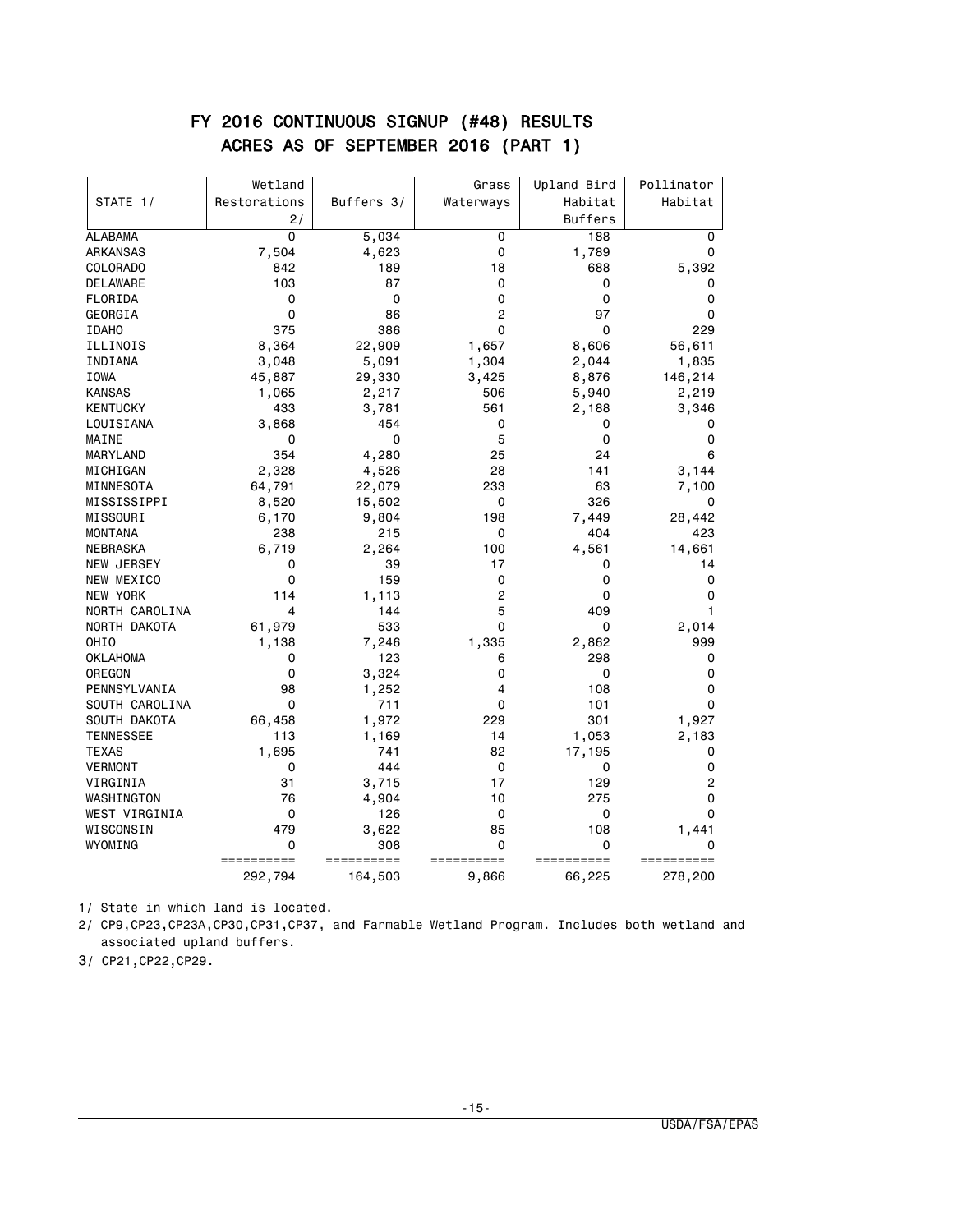# FY 2016 CONTINUOUS SIGNUP (#48) RESULTS
## ACRES AS OF SEPTEMBER 2016 (PART 1)

| STATE 1/ | Wetland Restorations 2/ | Buffers 3/ | Grass Waterways | Upland Bird Habitat Buffers | Pollinator Habitat |
|---|---|---|---|---|---|
| ALABAMA | 0 | 5,034 | 0 | 188 | 0 |
| ARKANSAS | 7,504 | 4,623 | 0 | 1,789 | 0 |
| COLORADO | 842 | 189 | 18 | 688 | 5,392 |
| DELAWARE | 103 | 87 | 0 | 0 | 0 |
| FLORIDA | 0 | 0 | 0 | 0 | 0 |
| GEORGIA | 0 | 86 | 2 | 97 | 0 |
| IDAHO | 375 | 386 | 0 | 0 | 229 |
| ILLINOIS | 8,364 | 22,909 | 1,657 | 8,606 | 56,611 |
| INDIANA | 3,048 | 5,091 | 1,304 | 2,044 | 1,835 |
| IOWA | 45,887 | 29,330 | 3,425 | 8,876 | 146,214 |
| KANSAS | 1,065 | 2,217 | 506 | 5,940 | 2,219 |
| KENTUCKY | 433 | 3,781 | 561 | 2,188 | 3,346 |
| LOUISIANA | 3,868 | 454 | 0 | 0 | 0 |
| MAINE | 0 | 0 | 5 | 0 | 0 |
| MARYLAND | 354 | 4,280 | 25 | 24 | 6 |
| MICHIGAN | 2,328 | 4,526 | 28 | 141 | 3,144 |
| MINNESOTA | 64,791 | 22,079 | 233 | 63 | 7,100 |
| MISSISSIPPI | 8,520 | 15,502 | 0 | 326 | 0 |
| MISSOURI | 6,170 | 9,804 | 198 | 7,449 | 28,442 |
| MONTANA | 238 | 215 | 0 | 404 | 423 |
| NEBRASKA | 6,719 | 2,264 | 100 | 4,561 | 14,661 |
| NEW JERSEY | 0 | 39 | 17 | 0 | 14 |
| NEW MEXICO | 0 | 159 | 0 | 0 | 0 |
| NEW YORK | 114 | 1,113 | 2 | 0 | 0 |
| NORTH CAROLINA | 4 | 144 | 5 | 409 | 1 |
| NORTH DAKOTA | 61,979 | 533 | 0 | 0 | 2,014 |
| OHIO | 1,138 | 7,246 | 1,335 | 2,862 | 999 |
| OKLAHOMA | 0 | 123 | 6 | 298 | 0 |
| OREGON | 0 | 3,324 | 0 | 0 | 0 |
| PENNSYLVANIA | 98 | 1,252 | 4 | 108 | 0 |
| SOUTH CAROLINA | 0 | 711 | 0 | 101 | 0 |
| SOUTH DAKOTA | 66,458 | 1,972 | 229 | 301 | 1,927 |
| TENNESSEE | 113 | 1,169 | 14 | 1,053 | 2,183 |
| TEXAS | 1,695 | 741 | 82 | 17,195 | 0 |
| VERMONT | 0 | 444 | 0 | 0 | 0 |
| VIRGINIA | 31 | 3,715 | 17 | 129 | 2 |
| WASHINGTON | 76 | 4,904 | 10 | 275 | 0 |
| WEST VIRGINIA | 0 | 126 | 0 | 0 | 0 |
| WISCONSIN | 479 | 3,622 | 85 | 108 | 1,441 |
| WYOMING | 0 | 308 | 0 | 0 | 0 |
| | 292,794 | 164,503 | 9,866 | 66,225 | 278,200 |

1/ State in which land is located.

2/ CP9,CP23,CP23A,CP30,CP31,CP37, and Farmable Wetland Program. Includes both wetland and associated upland buffers.

3/ CP21,CP22,CP29.

USDA/FSA/EPAS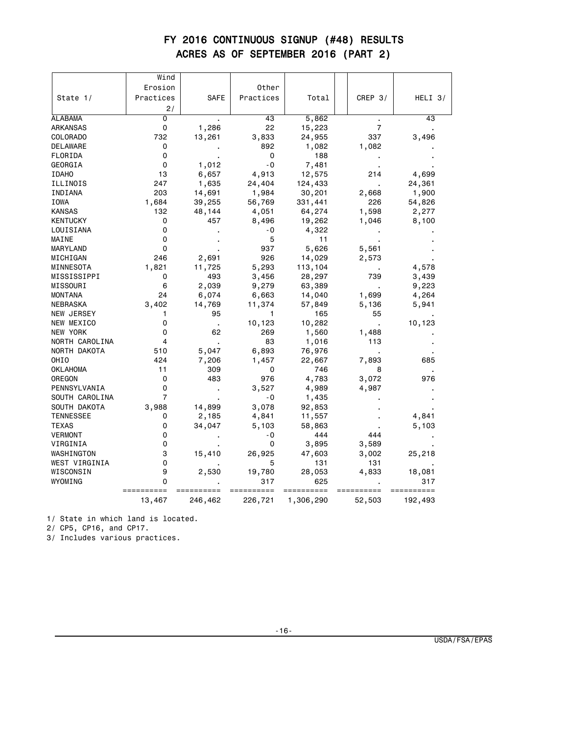# FY 2016 CONTINUOUS SIGNUP (#48) RESULTS
## ACRES AS OF SEPTEMBER 2016 (PART 2)

| State 1/ | Wind Erosion Practices 2/ | SAFE | Other Practices | Total | CREP 3/ | HELI 3/ |
|---|---|---|---|---|---|---|
| ALABAMA | 0 | . | 43 | 5,862 | . | 43 |
| ARKANSAS | 0 | 1,286 | 22 | 15,223 | 7 | . |
| COLORADO | 732 | 13,261 | 3,833 | 24,955 | 337 | 3,496 |
| DELAWARE | 0 | . | 892 | 1,082 | 1,082 | . |
| FLORIDA | 0 | . | 0 | 188 | . | . |
| GEORGIA | 0 | 1,012 | -0 | 7,481 | . | . |
| IDAHO | 13 | 6,657 | 4,913 | 12,575 | 214 | 4,699 |
| ILLINOIS | 247 | 1,635 | 24,404 | 124,433 | . | 24,361 |
| INDIANA | 203 | 14,691 | 1,984 | 30,201 | 2,668 | 1,900 |
| IOWA | 1,684 | 39,255 | 56,769 | 331,441 | 226 | 54,826 |
| KANSAS | 132 | 48,144 | 4,051 | 64,274 | 1,598 | 2,277 |
| KENTUCKY | 0 | 457 | 8,496 | 19,262 | 1,046 | 8,100 |
| LOUISIANA | 0 | . | -0 | 4,322 | . | . |
| MAINE | 0 | . | 5 | 11 | . | . |
| MARYLAND | 0 | . | 937 | 5,626 | 5,561 | . |
| MICHIGAN | 246 | 2,691 | 926 | 14,029 | 2,573 | . |
| MINNESOTA | 1,821 | 11,725 | 5,293 | 113,104 | . | 4,578 |
| MISSISSIPPI | 0 | 493 | 3,456 | 28,297 | 739 | 3,439 |
| MISSOURI | 6 | 2,039 | 9,279 | 63,389 | . | 9,223 |
| MONTANA | 24 | 6,074 | 6,663 | 14,040 | 1,699 | 4,264 |
| NEBRASKA | 3,402 | 14,769 | 11,374 | 57,849 | 5,136 | 5,941 |
| NEW JERSEY | 1 | 95 | 1 | 165 | 55 | . |
| NEW MEXICO | 0 | . | 10,123 | 10,282 | . | 10,123 |
| NEW YORK | 0 | 62 | 269 | 1,560 | 1,488 | . |
| NORTH CAROLINA | 4 | . | 83 | 1,016 | 113 | . |
| NORTH DAKOTA | 510 | 5,047 | 6,893 | 76,976 | . | . |
| OHIO | 424 | 7,206 | 1,457 | 22,667 | 7,893 | 685 |
| OKLAHOMA | 11 | 309 | 0 | 746 | 8 | . |
| OREGON | 0 | 483 | 976 | 4,783 | 3,072 | 976 |
| PENNSYLVANIA | 0 | . | 3,527 | 4,989 | 4,987 | . |
| SOUTH CAROLINA | 7 | . | -0 | 1,435 | . | . |
| SOUTH DAKOTA | 3,988 | 14,899 | 3,078 | 92,853 | . | . |
| TENNESSEE | 0 | 2,185 | 4,841 | 11,557 | . | 4,841 |
| TEXAS | 0 | 34,047 | 5,103 | 58,863 | . | 5,103 |
| VERMONT | 0 | . | -0 | 444 | 444 | . |
| VIRGINIA | 0 | . | 0 | 3,895 | 3,589 | . |
| WASHINGTON | 3 | 15,410 | 26,925 | 47,603 | 3,002 | 25,218 |
| WEST VIRGINIA | 0 | . | 5 | 131 | 131 | . |
| WISCONSIN | 9 | 2,530 | 19,780 | 28,053 | 4,833 | 18,081 |
| WYOMING | 0 | . | 317 | 625 | . | 317 |
| | 13,467 | 246,462 | 226,721 | 1,306,290 | 52,503 | 192,493 |

1/ State in which land is located.

2/ CP5, CP16, and CP17.

3/ Includes various practices.

USDA/FSA/EPAS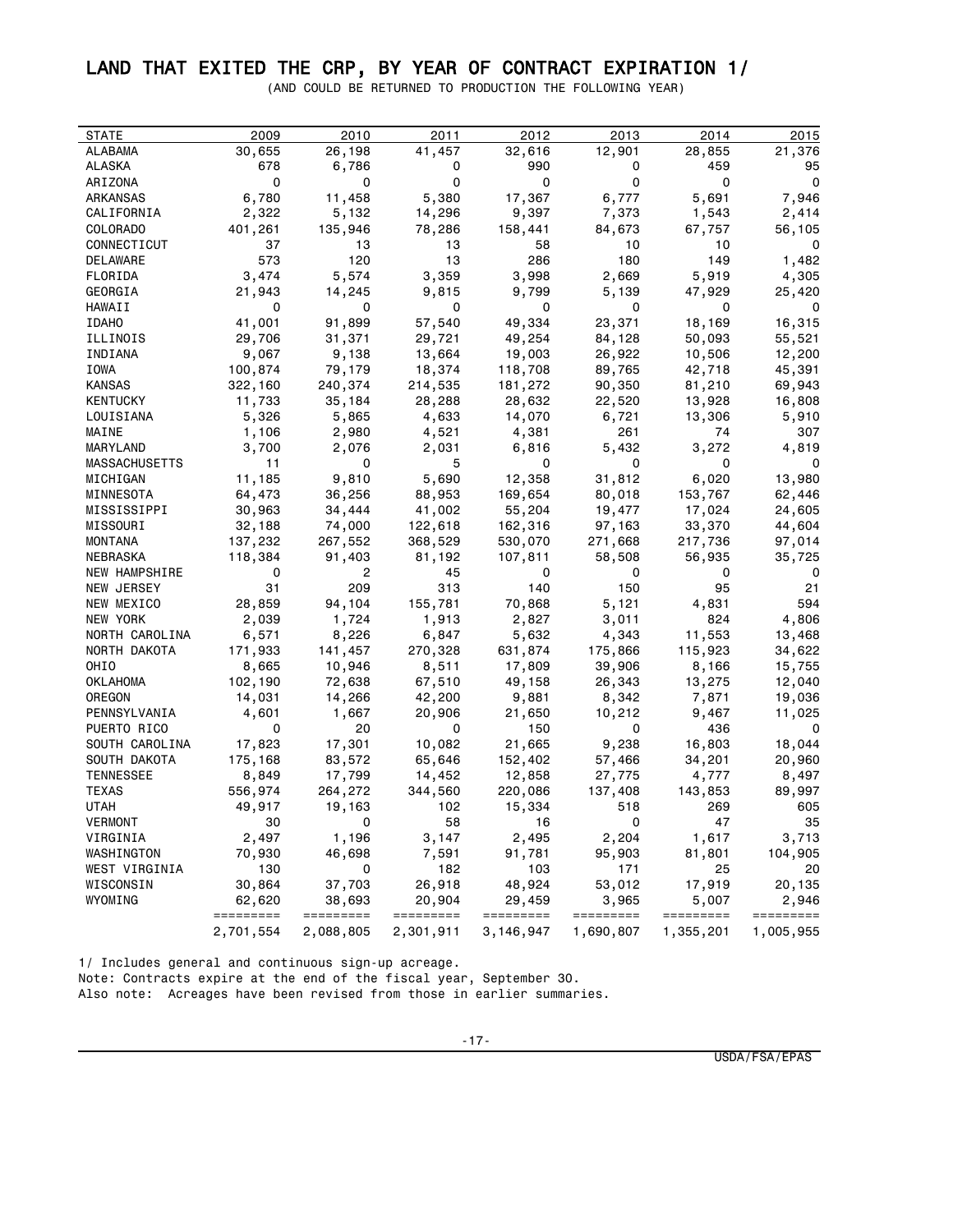# LAND THAT EXITED THE CRP, BY YEAR OF CONTRACT EXPIRATION 1/

(AND COULD BE RETURNED TO PRODUCTION THE FOLLOWING YEAR)

| STATE | 2009 | 2010 | 2011 | 2012 | 2013 | 2014 | 2015 |
|---|---|---|---|---|---|---|---|
| ALABAMA | 30,655 | 26,198 | 41,457 | 32,616 | 12,901 | 28,855 | 21,376 |
| ALASKA | 678 | 6,786 | 0 | 990 | 0 | 459 | 95 |
| ARIZONA | 0 | 0 | 0 | 0 | 0 | 0 | 0 |
| ARKANSAS | 6,780 | 11,458 | 5,380 | 17,367 | 6,777 | 5,691 | 7,946 |
| CALIFORNIA | 2,322 | 5,132 | 14,296 | 9,397 | 7,373 | 1,543 | 2,414 |
| COLORADO | 401,261 | 135,946 | 78,286 | 158,441 | 84,673 | 67,757 | 56,105 |
| CONNECTICUT | 37 | 13 | 13 | 58 | 10 | 10 | 0 |
| DELAWARE | 573 | 120 | 13 | 286 | 180 | 149 | 1,482 |
| FLORIDA | 3,474 | 5,574 | 3,359 | 3,998 | 2,669 | 5,919 | 4,305 |
| GEORGIA | 21,943 | 14,245 | 9,815 | 9,799 | 5,139 | 47,929 | 25,420 |
| HAWAII | 0 | 0 | 0 | 0 | 0 | 0 | 0 |
| IDAHO | 41,001 | 91,899 | 57,540 | 49,334 | 23,371 | 18,169 | 16,315 |
| ILLINOIS | 29,706 | 31,371 | 29,721 | 49,254 | 84,128 | 50,093 | 55,521 |
| INDIANA | 9,067 | 9,138 | 13,664 | 19,003 | 26,922 | 10,506 | 12,200 |
| IOWA | 100,874 | 79,179 | 18,374 | 118,708 | 89,765 | 42,718 | 45,391 |
| KANSAS | 322,160 | 240,374 | 214,535 | 181,272 | 90,350 | 81,210 | 69,943 |
| KENTUCKY | 11,733 | 35,184 | 28,288 | 28,632 | 22,520 | 13,928 | 16,808 |
| LOUISIANA | 5,326 | 5,865 | 4,633 | 14,070 | 6,721 | 13,306 | 5,910 |
| MAINE | 1,106 | 2,980 | 4,521 | 4,381 | 261 | 74 | 307 |
| MARYLAND | 3,700 | 2,076 | 2,031 | 6,816 | 5,432 | 3,272 | 4,819 |
| MASSACHUSETTS | 11 | 0 | 5 | 0 | 0 | 0 | 0 |
| MICHIGAN | 11,185 | 9,810 | 5,690 | 12,358 | 31,812 | 6,020 | 13,980 |
| MINNESOTA | 64,473 | 36,256 | 88,953 | 169,654 | 80,018 | 153,767 | 62,446 |
| MISSISSIPPI | 30,963 | 34,444 | 41,002 | 55,204 | 19,477 | 17,024 | 24,605 |
| MISSOURI | 32,188 | 74,000 | 122,618 | 162,316 | 97,163 | 33,370 | 44,604 |
| MONTANA | 137,232 | 267,552 | 368,529 | 530,070 | 271,668 | 217,736 | 97,014 |
| NEBRASKA | 118,384 | 91,403 | 81,192 | 107,811 | 58,508 | 56,935 | 35,725 |
| NEW HAMPSHIRE | 0 | 2 | 45 | 0 | 0 | 0 | 0 |
| NEW JERSEY | 31 | 209 | 313 | 140 | 150 | 95 | 21 |
| NEW MEXICO | 28,859 | 94,104 | 155,781 | 70,868 | 5,121 | 4,831 | 594 |
| NEW YORK | 2,039 | 1,724 | 1,913 | 2,827 | 3,011 | 824 | 4,806 |
| NORTH CAROLINA | 6,571 | 8,226 | 6,847 | 5,632 | 4,343 | 11,553 | 13,468 |
| NORTH DAKOTA | 171,933 | 141,457 | 270,328 | 631,874 | 175,866 | 115,923 | 34,622 |
| OHIO | 8,665 | 10,946 | 8,511 | 17,809 | 39,906 | 8,166 | 15,755 |
| OKLAHOMA | 102,190 | 72,638 | 67,510 | 49,158 | 26,343 | 13,275 | 12,040 |
| OREGON | 14,031 | 14,266 | 42,200 | 9,881 | 8,342 | 7,871 | 19,036 |
| PENNSYLVANIA | 4,601 | 1,667 | 20,906 | 21,650 | 10,212 | 9,467 | 11,025 |
| PUERTO RICO | 0 | 20 | 0 | 150 | 0 | 436 | 0 |
| SOUTH CAROLINA | 17,823 | 17,301 | 10,082 | 21,665 | 9,238 | 16,803 | 18,044 |
| SOUTH DAKOTA | 175,168 | 83,572 | 65,646 | 152,402 | 57,466 | 34,201 | 20,960 |
| TENNESSEE | 8,849 | 17,799 | 14,452 | 12,858 | 27,775 | 4,777 | 8,497 |
| TEXAS | 556,974 | 264,272 | 344,560 | 220,086 | 137,408 | 143,853 | 89,997 |
| UTAH | 49,917 | 19,163 | 102 | 15,334 | 518 | 269 | 605 |
| VERMONT | 30 | 0 | 58 | 16 | 0 | 47 | 35 |
| VIRGINIA | 2,497 | 1,196 | 3,147 | 2,495 | 2,204 | 1,617 | 3,713 |
| WASHINGTON | 70,930 | 46,698 | 7,591 | 91,781 | 95,903 | 81,801 | 104,905 |
| WEST VIRGINIA | 130 | 0 | 182 | 103 | 171 | 25 | 20 |
| WISCONSIN | 30,864 | 37,703 | 26,918 | 48,924 | 53,012 | 17,919 | 20,135 |
| WYOMING | 62,620 | 38,693 | 20,904 | 29,459 | 3,965 | 5,007 | 2,946 |
| | 2,701,554 | 2,088,805 | 2,301,911 | 3,146,947 | 1,690,807 | 1,355,201 | 1,005,955 |

1/ Includes general and continuous sign-up acreage.
Note: Contracts expire at the end of the fiscal year, September 30.
Also note: Acreages have been revised from those in earlier summaries.

USDA/FSA/EPAS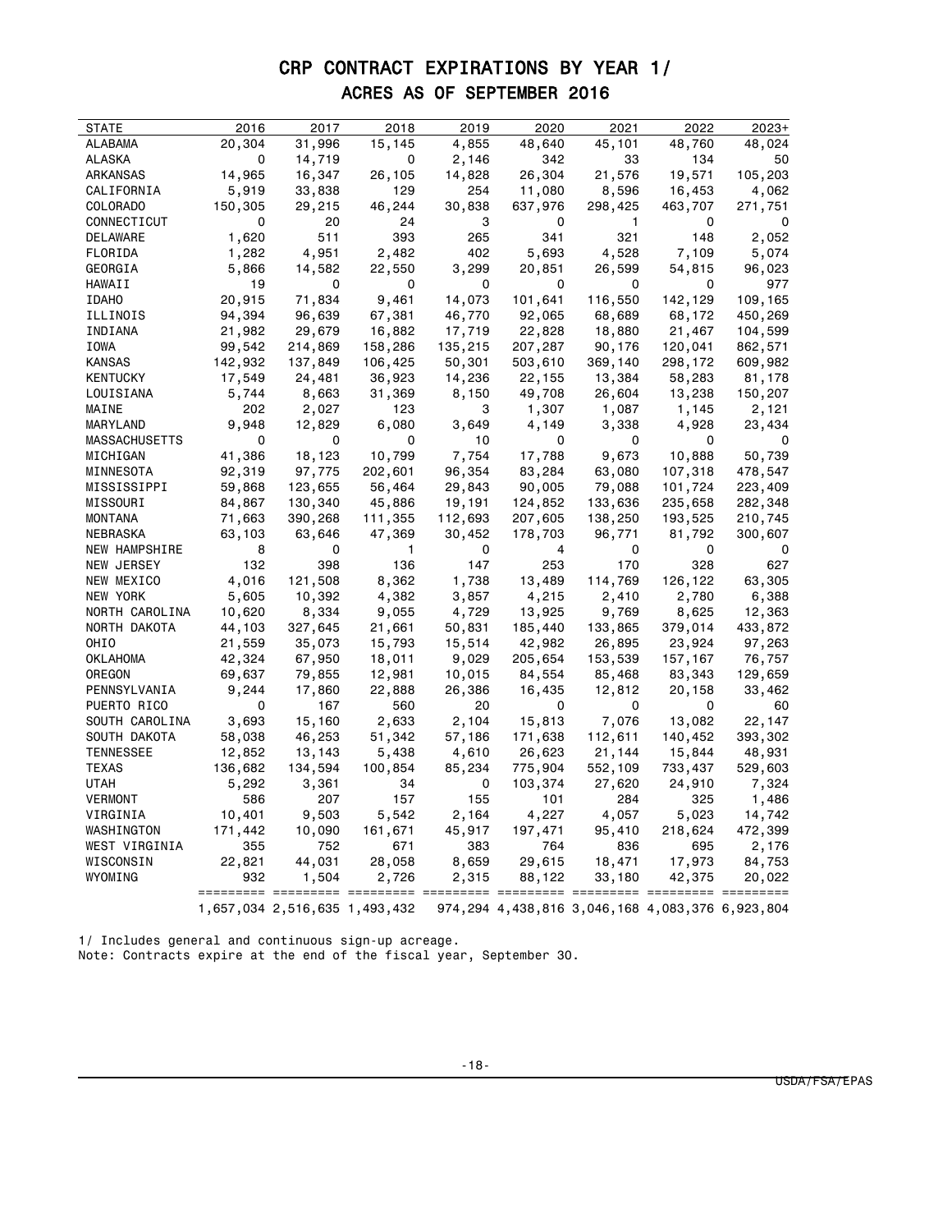# CRP CONTRACT EXPIRATIONS BY YEAR 1/

## ACRES AS OF SEPTEMBER 2016

| STATE | 2016 | 2017 | 2018 | 2019 | 2020 | 2021 | 2022 | 2023+ |
|---|---|---|---|---|---|---|---|---|
| ALABAMA | 20,304 | 31,996 | 15,145 | 4,855 | 48,640 | 45,101 | 48,760 | 48,024 |
| ALASKA | 0 | 14,719 | 0 | 2,146 | 342 | 33 | 134 | 50 |
| ARKANSAS | 14,965 | 16,347 | 26,105 | 14,828 | 26,304 | 21,576 | 19,571 | 105,203 |
| CALIFORNIA | 5,919 | 33,838 | 129 | 254 | 11,080 | 8,596 | 16,453 | 4,062 |
| COLORADO | 150,305 | 29,215 | 46,244 | 30,838 | 637,976 | 298,425 | 463,707 | 271,751 |
| CONNECTICUT | 0 | 20 | 24 | 3 | 0 | 1 | 0 | 0 |
| DELAWARE | 1,620 | 511 | 393 | 265 | 341 | 321 | 148 | 2,052 |
| FLORIDA | 1,282 | 4,951 | 2,482 | 402 | 5,693 | 4,528 | 7,109 | 5,074 |
| GEORGIA | 5,866 | 14,582 | 22,550 | 3,299 | 20,851 | 26,599 | 54,815 | 96,023 |
| HAWAII | 19 | 0 | 0 | 0 | 0 | 0 | 0 | 977 |
| IDAHO | 20,915 | 71,834 | 9,461 | 14,073 | 101,641 | 116,550 | 142,129 | 109,165 |
| ILLINOIS | 94,394 | 96,639 | 67,381 | 46,770 | 92,065 | 68,689 | 68,172 | 450,269 |
| INDIANA | 21,982 | 29,679 | 16,882 | 17,719 | 22,828 | 18,880 | 21,467 | 104,599 |
| IOWA | 99,542 | 214,869 | 158,286 | 135,215 | 207,287 | 90,176 | 120,041 | 862,571 |
| KANSAS | 142,932 | 137,849 | 106,425 | 50,301 | 503,610 | 369,140 | 298,172 | 609,982 |
| KENTUCKY | 17,549 | 24,481 | 36,923 | 14,236 | 22,155 | 13,384 | 58,283 | 81,178 |
| LOUISIANA | 5,744 | 8,663 | 31,369 | 8,150 | 49,708 | 26,604 | 13,238 | 150,207 |
| MAINE | 202 | 2,027 | 123 | 3 | 1,307 | 1,087 | 1,145 | 2,121 |
| MARYLAND | 9,948 | 12,829 | 6,080 | 3,649 | 4,149 | 3,338 | 4,928 | 23,434 |
| MASSACHUSETTS | 0 | 0 | 0 | 10 | 0 | 0 | 0 | 0 |
| MICHIGAN | 41,386 | 18,123 | 10,799 | 7,754 | 17,788 | 9,673 | 10,888 | 50,739 |
| MINNESOTA | 92,319 | 97,775 | 202,601 | 96,354 | 83,284 | 63,080 | 107,318 | 478,547 |
| MISSISSIPPI | 59,868 | 123,655 | 56,464 | 29,843 | 90,005 | 79,088 | 101,724 | 223,409 |
| MISSOURI | 84,867 | 130,340 | 45,886 | 19,191 | 124,852 | 133,636 | 235,658 | 282,348 |
| MONTANA | 71,663 | 390,268 | 111,355 | 112,693 | 207,605 | 138,250 | 193,525 | 210,745 |
| NEBRASKA | 63,103 | 63,646 | 47,369 | 30,452 | 178,703 | 96,771 | 81,792 | 300,607 |
| NEW HAMPSHIRE | 8 | 0 | 1 | 0 | 4 | 0 | 0 | 0 |
| NEW JERSEY | 132 | 398 | 136 | 147 | 253 | 170 | 328 | 627 |
| NEW MEXICO | 4,016 | 121,508 | 8,362 | 1,738 | 13,489 | 114,769 | 126,122 | 63,305 |
| NEW YORK | 5,605 | 10,392 | 4,382 | 3,857 | 4,215 | 2,410 | 2,780 | 6,388 |
| NORTH CAROLINA | 10,620 | 8,334 | 9,055 | 4,729 | 13,925 | 9,769 | 8,625 | 12,363 |
| NORTH DAKOTA | 44,103 | 327,645 | 21,661 | 50,831 | 185,440 | 133,865 | 379,014 | 433,872 |
| OHIO | 21,559 | 35,073 | 15,793 | 15,514 | 42,982 | 26,895 | 23,924 | 97,263 |
| OKLAHOMA | 42,324 | 67,950 | 18,011 | 9,029 | 205,654 | 153,539 | 157,167 | 76,757 |
| OREGON | 69,637 | 79,855 | 12,981 | 10,015 | 84,554 | 85,468 | 83,343 | 129,659 |
| PENNSYLVANIA | 9,244 | 17,860 | 22,888 | 26,386 | 16,435 | 12,812 | 20,158 | 33,462 |
| PUERTO RICO | 0 | 167 | 560 | 20 | 0 | 0 | 0 | 60 |
| SOUTH CAROLINA | 3,693 | 15,160 | 2,633 | 2,104 | 15,813 | 7,076 | 13,082 | 22,147 |
| SOUTH DAKOTA | 58,038 | 46,253 | 51,342 | 57,186 | 171,638 | 112,611 | 140,452 | 393,302 |
| TENNESSEE | 12,852 | 13,143 | 5,438 | 4,610 | 26,623 | 21,144 | 15,844 | 48,931 |
| TEXAS | 136,682 | 134,594 | 100,854 | 85,234 | 775,904 | 552,109 | 733,437 | 529,603 |
| UTAH | 5,292 | 3,361 | 34 | 0 | 103,374 | 27,620 | 24,910 | 7,324 |
| VERMONT | 586 | 207 | 157 | 155 | 101 | 284 | 325 | 1,486 |
| VIRGINIA | 10,401 | 9,503 | 5,542 | 2,164 | 4,227 | 4,057 | 5,023 | 14,742 |
| WASHINGTON | 171,442 | 10,090 | 161,671 | 45,917 | 197,471 | 95,410 | 218,624 | 472,399 |
| WEST VIRGINIA | 355 | 752 | 671 | 383 | 764 | 836 | 695 | 2,176 |
| WISCONSIN | 22,821 | 44,031 | 28,058 | 8,659 | 29,615 | 18,471 | 17,973 | 84,753 |
| WYOMING | 932 | 1,504 | 2,726 | 2,315 | 88,122 | 33,180 | 42,375 | 20,022 |
| | 1,657,034 | 2,516,635 | 1,493,432 | 974,294 | 4,438,816 | 3,046,168 | 4,083,376 | 6,923,804 |

1/ Includes general and continuous sign-up acreage.
Note: Contracts expire at the end of the fiscal year, September 30.

USDA/FSA/EPAS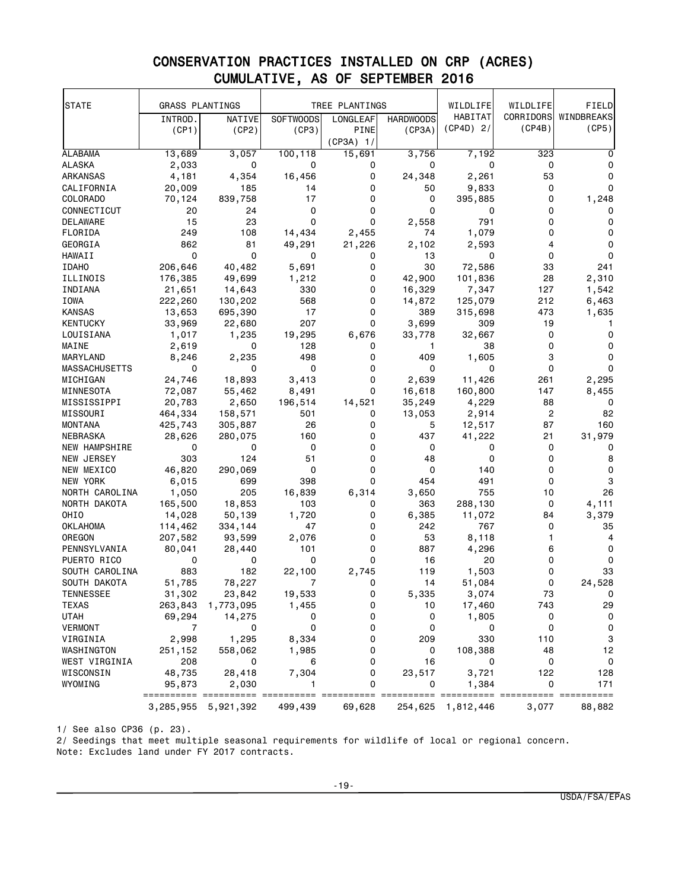# CONSERVATION PRACTICES INSTALLED ON CRP (ACRES)
## CUMULATIVE, AS OF SEPTEMBER 2016

| STATE | GRASS PLANTINGS | | TREE PLANTINGS | | | WILDLIFE HABITAT | WILDLIFE CORRIDORS | FIELD WINDBREAKS |
|---|---|---|---|---|---|---|---|---|
| | INTROD. (CP1) | NATIVE (CP2) | SOFTWOODS (CP3) | LONGLEAF PINE (CP3A) 1/ | HARDWOODS (CP3A) | (CP4D) 2/ | (CP4B) | (CP5) |
| ALABAMA | 13,689 | 3,057 | 100,118 | 15,691 | 3,756 | 7,192 | 323 | 0 |
| ALASKA | 2,033 | 0 | 0 | 0 | 0 | 0 | 0 | 0 |
| ARKANSAS | 4,181 | 4,354 | 16,456 | 0 | 24,348 | 2,261 | 53 | 0 |
| CALIFORNIA | 20,009 | 185 | 14 | 0 | 50 | 9,833 | 0 | 0 |
| COLORADO | 70,124 | 839,758 | 17 | 0 | 0 | 395,885 | 0 | 1,248 |
| CONNECTICUT | 20 | 24 | 0 | 0 | 0 | 0 | 0 | 0 |
| DELAWARE | 15 | 23 | 0 | 0 | 2,558 | 791 | 0 | 0 |
| FLORIDA | 249 | 108 | 14,434 | 2,455 | 74 | 1,079 | 0 | 0 |
| GEORGIA | 862 | 81 | 49,291 | 21,226 | 2,102 | 2,593 | 4 | 0 |
| HAWAII | 0 | 0 | 0 | 0 | 13 | 0 | 0 | 0 |
| IDAHO | 206,646 | 40,482 | 5,691 | 0 | 30 | 72,586 | 33 | 241 |
| ILLINOIS | 176,385 | 49,699 | 1,212 | 0 | 42,900 | 101,836 | 28 | 2,310 |
| INDIANA | 21,651 | 14,643 | 330 | 0 | 16,329 | 7,347 | 127 | 1,542 |
| IOWA | 222,260 | 130,202 | 568 | 0 | 14,872 | 125,079 | 212 | 6,463 |
| KANSAS | 13,653 | 695,390 | 17 | 0 | 389 | 315,698 | 473 | 1,635 |
| KENTUCKY | 33,969 | 22,680 | 207 | 0 | 3,699 | 309 | 19 | 1 |
| LOUISIANA | 1,017 | 1,235 | 19,295 | 6,676 | 33,778 | 32,667 | 0 | 0 |
| MAINE | 2,619 | 0 | 128 | 0 | 1 | 38 | 0 | 0 |
| MARYLAND | 8,246 | 2,235 | 498 | 0 | 409 | 1,605 | 3 | 0 |
| MASSACHUSETTS | 0 | 0 | 0 | 0 | 0 | 0 | 0 | 0 |
| MICHIGAN | 24,746 | 18,893 | 3,413 | 0 | 2,639 | 11,426 | 261 | 2,295 |
| MINNESOTA | 72,087 | 55,462 | 8,491 | 0 | 16,618 | 160,800 | 147 | 8,455 |
| MISSISSIPPI | 20,783 | 2,650 | 196,514 | 14,521 | 35,249 | 4,229 | 88 | 0 |
| MISSOURI | 464,334 | 158,571 | 501 | 0 | 13,053 | 2,914 | 2 | 82 |
| MONTANA | 425,743 | 305,887 | 26 | 0 | 5 | 12,517 | 87 | 160 |
| NEBRASKA | 28,626 | 280,075 | 160 | 0 | 437 | 41,222 | 21 | 31,979 |
| NEW HAMPSHIRE | 0 | 0 | 0 | 0 | 0 | 0 | 0 | 0 |
| NEW JERSEY | 303 | 124 | 51 | 0 | 48 | 0 | 0 | 8 |
| NEW MEXICO | 46,820 | 290,069 | 0 | 0 | 0 | 140 | 0 | 0 |
| NEW YORK | 6,015 | 699 | 398 | 0 | 454 | 491 | 0 | 3 |
| NORTH CAROLINA | 1,050 | 205 | 16,839 | 6,314 | 3,650 | 755 | 10 | 26 |
| NORTH DAKOTA | 165,500 | 18,853 | 103 | 0 | 363 | 288,130 | 0 | 4,111 |
| OHIO | 14,028 | 50,139 | 1,720 | 0 | 6,385 | 11,072 | 84 | 3,379 |
| OKLAHOMA | 114,462 | 334,144 | 47 | 0 | 242 | 767 | 0 | 35 |
| OREGON | 207,582 | 93,599 | 2,076 | 0 | 53 | 8,118 | 1 | 4 |
| PENNSYLVANIA | 80,041 | 28,440 | 101 | 0 | 887 | 4,296 | 6 | 0 |
| PUERTO RICO | 0 | 0 | 0 | 0 | 16 | 20 | 0 | 0 |
| SOUTH CAROLINA | 883 | 182 | 22,100 | 2,745 | 119 | 1,503 | 0 | 33 |
| SOUTH DAKOTA | 51,785 | 78,227 | 7 | 0 | 14 | 51,084 | 0 | 24,528 |
| TENNESSEE | 31,302 | 23,842 | 19,533 | 0 | 5,335 | 3,074 | 73 | 0 |
| TEXAS | 263,843 | 1,773,095 | 1,455 | 0 | 10 | 17,460 | 743 | 29 |
| UTAH | 69,294 | 14,275 | 0 | 0 | 0 | 1,805 | 0 | 0 |
| VERMONT | 7 | 0 | 0 | 0 | 0 | 0 | 0 | 0 |
| VIRGINIA | 2,998 | 1,295 | 8,334 | 0 | 209 | 330 | 110 | 3 |
| WASHINGTON | 251,152 | 558,062 | 1,985 | 0 | 0 | 108,388 | 48 | 12 |
| WEST VIRGINIA | 208 | 0 | 6 | 0 | 16 | 0 | 0 | 0 |
| WISCONSIN | 48,735 | 28,418 | 7,304 | 0 | 23,517 | 3,721 | 122 | 128 |
| WYOMING | 95,873 | 2,030 | 1 | 0 | 0 | 1,384 | 0 | 171 |
| | 3,285,955 | 5,921,392 | 499,439 | 69,628 | 254,625 | 1,812,446 | 3,077 | 88,882 |

1/ See also CP36 (p. 23).
2/ Seedings that meet multiple seasonal requirements for wildlife of local or regional concern.
Note: Excludes land under FY 2017 contracts.

USDA/FSA/EPAS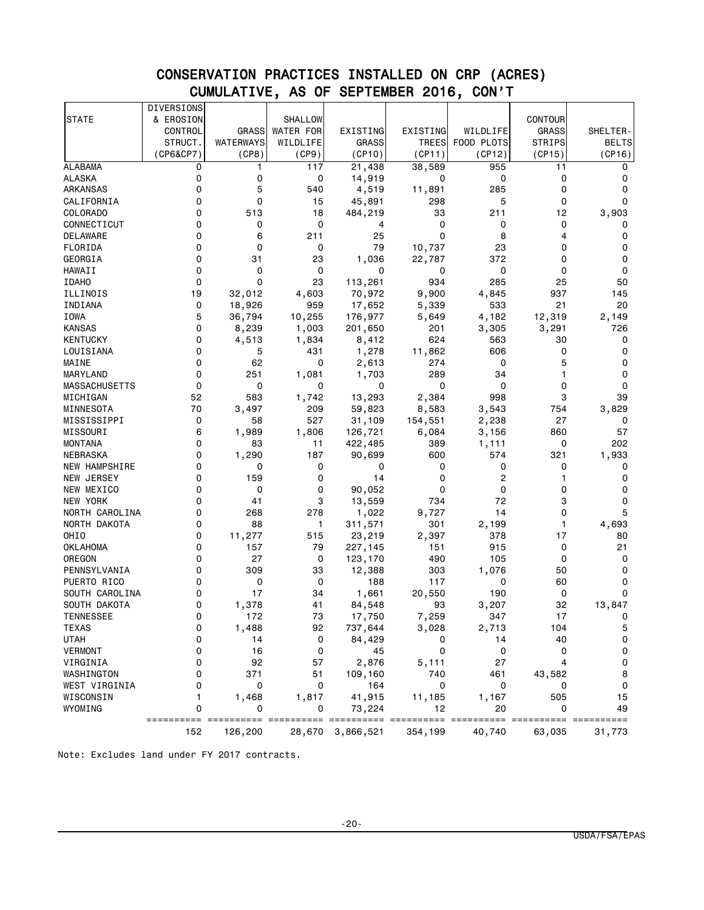# CONSERVATION PRACTICES INSTALLED ON CRP (ACRES)
## CUMULATIVE, AS OF SEPTEMBER 2016, CON'T

| STATE | DIVERSIONS & EROSION CONTROL STRUCT. (CP6&CP7) | GRASS WATERWAYS (CP8) | SHALLOW WATER FOR WILDLIFE (CP9) | EXISTING GRASS (CP10) | EXISTING TREES (CP11) | WILDLIFE FOOD PLOTS (CP12) | CONTOUR GRASS STRIPS (CP15) | SHELTER-BELTS (CP16) |
|---|---|---|---|---|---|---|---|---|
| ALABAMA | 0 | 1 | 117 | 21,438 | 38,589 | 955 | 11 | 0 |
| ALASKA | 0 | 0 | 0 | 14,919 | 0 | 0 | 0 | 0 |
| ARKANSAS | 0 | 5 | 540 | 4,519 | 11,891 | 285 | 0 | 0 |
| CALIFORNIA | 0 | 0 | 15 | 45,891 | 298 | 5 | 0 | 0 |
| COLORADO | 0 | 513 | 18 | 484,219 | 33 | 211 | 12 | 3,903 |
| CONNECTICUT | 0 | 0 | 0 | 4 | 0 | 0 | 0 | 0 |
| DELAWARE | 0 | 6 | 211 | 25 | 0 | 8 | 4 | 0 |
| FLORIDA | 0 | 0 | 0 | 79 | 10,737 | 23 | 0 | 0 |
| GEORGIA | 0 | 31 | 23 | 1,036 | 22,787 | 372 | 0 | 0 |
| HAWAII | 0 | 0 | 0 | 0 | 0 | 0 | 0 | 0 |
| IDAHO | 0 | 0 | 23 | 113,261 | 934 | 285 | 25 | 50 |
| ILLINOIS | 19 | 32,012 | 4,603 | 70,972 | 9,900 | 4,845 | 937 | 145 |
| INDIANA | 0 | 18,926 | 959 | 17,652 | 5,339 | 533 | 21 | 20 |
| IOWA | 5 | 36,794 | 10,255 | 176,977 | 5,649 | 4,182 | 12,319 | 2,149 |
| KANSAS | 0 | 8,239 | 1,003 | 201,650 | 201 | 3,305 | 3,291 | 726 |
| KENTUCKY | 0 | 4,513 | 1,834 | 8,412 | 624 | 563 | 30 | 0 |
| LOUISIANA | 0 | 5 | 431 | 1,278 | 11,862 | 606 | 0 | 0 |
| MAINE | 0 | 62 | 0 | 2,613 | 274 | 0 | 5 | 0 |
| MARYLAND | 0 | 251 | 1,081 | 1,703 | 289 | 34 | 1 | 0 |
| MASSACHUSETTS | 0 | 0 | 0 | 0 | 0 | 0 | 0 | 0 |
| MICHIGAN | 52 | 583 | 1,742 | 13,293 | 2,384 | 998 | 3 | 39 |
| MINNESOTA | 70 | 3,497 | 209 | 59,823 | 8,583 | 3,543 | 754 | 3,829 |
| MISSISSIPPI | 0 | 58 | 527 | 31,109 | 154,551 | 2,238 | 27 | 0 |
| MISSOURI | 6 | 1,989 | 1,806 | 126,721 | 6,084 | 3,156 | 860 | 57 |
| MONTANA | 0 | 83 | 11 | 422,485 | 389 | 1,111 | 0 | 202 |
| NEBRASKA | 0 | 1,290 | 187 | 90,699 | 600 | 574 | 321 | 1,933 |
| NEW HAMPSHIRE | 0 | 0 | 0 | 0 | 0 | 0 | 0 | 0 |
| NEW JERSEY | 0 | 159 | 0 | 14 | 0 | 2 | 1 | 0 |
| NEW MEXICO | 0 | 0 | 0 | 90,052 | 0 | 0 | 0 | 0 |
| NEW YORK | 0 | 41 | 3 | 13,559 | 734 | 72 | 3 | 0 |
| NORTH CAROLINA | 0 | 268 | 278 | 1,022 | 9,727 | 14 | 0 | 5 |
| NORTH DAKOTA | 0 | 88 | 1 | 311,571 | 301 | 2,199 | 1 | 4,693 |
| OHIO | 0 | 11,277 | 515 | 23,219 | 2,397 | 378 | 17 | 80 |
| OKLAHOMA | 0 | 157 | 79 | 227,145 | 151 | 915 | 0 | 21 |
| OREGON | 0 | 27 | 0 | 123,170 | 490 | 105 | 0 | 0 |
| PENNSYLVANIA | 0 | 309 | 33 | 12,388 | 303 | 1,076 | 50 | 0 |
| PUERTO RICO | 0 | 0 | 0 | 188 | 117 | 0 | 60 | 0 |
| SOUTH CAROLINA | 0 | 17 | 34 | 1,661 | 20,550 | 190 | 0 | 0 |
| SOUTH DAKOTA | 0 | 1,378 | 41 | 84,548 | 93 | 3,207 | 32 | 13,847 |
| TENNESSEE | 0 | 172 | 73 | 17,750 | 7,259 | 347 | 17 | 0 |
| TEXAS | 0 | 1,488 | 92 | 737,644 | 3,028 | 2,713 | 104 | 5 |
| UTAH | 0 | 14 | 0 | 84,429 | 0 | 14 | 40 | 0 |
| VERMONT | 0 | 16 | 0 | 45 | 0 | 0 | 0 | 0 |
| VIRGINIA | 0 | 92 | 57 | 2,876 | 5,111 | 27 | 4 | 0 |
| WASHINGTON | 0 | 371 | 51 | 109,160 | 740 | 461 | 43,582 | 8 |
| WEST VIRGINIA | 0 | 0 | 0 | 164 | 0 | 0 | 0 | 0 |
| WISCONSIN | 1 | 1,468 | 1,817 | 41,915 | 11,185 | 1,167 | 505 | 15 |
| WYOMING | 0 | 0 | 0 | 73,224 | 12 | 20 | 0 | 49 |
| | 152 | 126,200 | 28,670 | 3,866,521 | 354,199 | 40,740 | 63,035 | 31,773 |

Note: Excludes land under FY 2017 contracts.

USDA/FSA/EPAS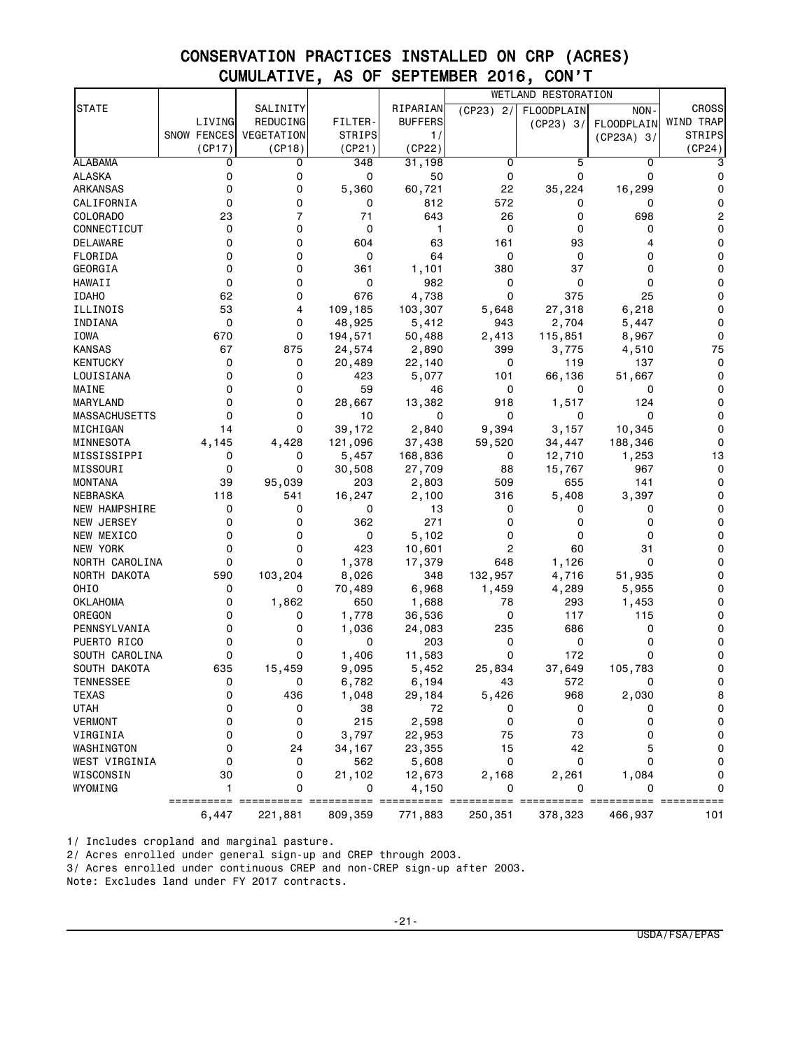# CONSERVATION PRACTICES INSTALLED ON CRP (ACRES)
## CUMULATIVE, AS OF SEPTEMBER 2016, CON'T

| STATE | LIVING SNOW FENCES (CP17) | SALINITY REDUCING VEGETATION (CP18) | FILTER-STRIPS (CP21) | RIPARIAN BUFFERS 1/ (CP22) | WETLAND RESTORATION (CP23) 2/ | WETLAND RESTORATION FLOODPLAIN (CP23) 3/ | WETLAND RESTORATION NON-FLOODPLAIN (CP23A) 3/ | CROSS WIND TRAP STRIPS (CP24) |
|---|---|---|---|---|---|---|---|---|
| ALABAMA | 0 | 0 | 348 | 31,198 | 0 | 5 | 0 | 3 |
| ALASKA | 0 | 0 | 0 | 50 | 0 | 0 | 0 | 0 |
| ARKANSAS | 0 | 0 | 5,360 | 60,721 | 22 | 35,224 | 16,299 | 0 |
| CALIFORNIA | 0 | 0 | 0 | 812 | 572 | 0 | 0 | 0 |
| COLORADO | 23 | 7 | 71 | 643 | 26 | 0 | 698 | 2 |
| CONNECTICUT | 0 | 0 | 0 | 1 | 0 | 0 | 0 | 0 |
| DELAWARE | 0 | 0 | 604 | 63 | 161 | 93 | 4 | 0 |
| FLORIDA | 0 | 0 | 0 | 64 | 0 | 0 | 0 | 0 |
| GEORGIA | 0 | 0 | 361 | 1,101 | 380 | 37 | 0 | 0 |
| HAWAII | 0 | 0 | 0 | 982 | 0 | 0 | 0 | 0 |
| IDAHO | 62 | 0 | 676 | 4,738 | 0 | 375 | 25 | 0 |
| ILLINOIS | 53 | 4 | 109,185 | 103,307 | 5,648 | 27,318 | 6,218 | 0 |
| INDIANA | 0 | 0 | 48,925 | 5,412 | 943 | 2,704 | 5,447 | 0 |
| IOWA | 670 | 0 | 194,571 | 50,488 | 2,413 | 115,851 | 8,967 | 0 |
| KANSAS | 67 | 875 | 24,574 | 2,890 | 399 | 3,775 | 4,510 | 75 |
| KENTUCKY | 0 | 0 | 20,489 | 22,140 | 0 | 119 | 137 | 0 |
| LOUISIANA | 0 | 0 | 423 | 5,077 | 101 | 66,136 | 51,667 | 0 |
| MAINE | 0 | 0 | 59 | 46 | 0 | 0 | 0 | 0 |
| MARYLAND | 0 | 0 | 28,667 | 13,382 | 918 | 1,517 | 124 | 0 |
| MASSACHUSETTS | 0 | 0 | 10 | 0 | 0 | 0 | 0 | 0 |
| MICHIGAN | 14 | 0 | 39,172 | 2,840 | 9,394 | 3,157 | 10,345 | 0 |
| MINNESOTA | 4,145 | 4,428 | 121,096 | 37,438 | 59,520 | 34,447 | 188,346 | 0 |
| MISSISSIPPI | 0 | 0 | 5,457 | 168,836 | 0 | 12,710 | 1,253 | 13 |
| MISSOURI | 0 | 0 | 30,508 | 27,709 | 88 | 15,767 | 967 | 0 |
| MONTANA | 39 | 95,039 | 203 | 2,803 | 509 | 655 | 141 | 0 |
| NEBRASKA | 118 | 541 | 16,247 | 2,100 | 316 | 5,408 | 3,397 | 0 |
| NEW HAMPSHIRE | 0 | 0 | 0 | 13 | 0 | 0 | 0 | 0 |
| NEW JERSEY | 0 | 0 | 362 | 271 | 0 | 0 | 0 | 0 |
| NEW MEXICO | 0 | 0 | 0 | 5,102 | 0 | 0 | 0 | 0 |
| NEW YORK | 0 | 0 | 423 | 10,601 | 2 | 60 | 31 | 0 |
| NORTH CAROLINA | 0 | 0 | 1,378 | 17,379 | 648 | 1,126 | 0 | 0 |
| NORTH DAKOTA | 590 | 103,204 | 8,026 | 348 | 132,957 | 4,716 | 51,935 | 0 |
| OHIO | 0 | 0 | 70,489 | 6,968 | 1,459 | 4,289 | 5,955 | 0 |
| OKLAHOMA | 0 | 1,862 | 650 | 1,688 | 78 | 293 | 1,453 | 0 |
| OREGON | 0 | 0 | 1,778 | 36,536 | 0 | 117 | 115 | 0 |
| PENNSYLVANIA | 0 | 0 | 1,036 | 24,083 | 235 | 686 | 0 | 0 |
| PUERTO RICO | 0 | 0 | 0 | 203 | 0 | 0 | 0 | 0 |
| SOUTH CAROLINA | 0 | 0 | 1,406 | 11,583 | 0 | 172 | 0 | 0 |
| SOUTH DAKOTA | 635 | 15,459 | 9,095 | 5,452 | 25,834 | 37,649 | 105,783 | 0 |
| TENNESSEE | 0 | 0 | 6,782 | 6,194 | 43 | 572 | 0 | 0 |
| TEXAS | 0 | 436 | 1,048 | 29,184 | 5,426 | 968 | 2,030 | 8 |
| UTAH | 0 | 0 | 38 | 72 | 0 | 0 | 0 | 0 |
| VERMONT | 0 | 0 | 215 | 2,598 | 0 | 0 | 0 | 0 |
| VIRGINIA | 0 | 0 | 3,797 | 22,953 | 75 | 73 | 0 | 0 |
| WASHINGTON | 0 | 24 | 34,167 | 23,355 | 15 | 42 | 5 | 0 |
| WEST VIRGINIA | 0 | 0 | 562 | 5,608 | 0 | 0 | 0 | 0 |
| WISCONSIN | 30 | 0 | 21,102 | 12,673 | 2,168 | 2,261 | 1,084 | 0 |
| WYOMING | 1 | 0 | 0 | 4,150 | 0 | 0 | 0 | 0 |
| | 6,447 | 221,881 | 809,359 | 771,883 | 250,351 | 378,323 | 466,937 | 101 |

1/ Includes cropland and marginal pasture.
2/ Acres enrolled under general sign-up and CREP through 2003.
3/ Acres enrolled under continuous CREP and non-CREP sign-up after 2003.
Note: Excludes land under FY 2017 contracts.

USDA/FSA/EPAS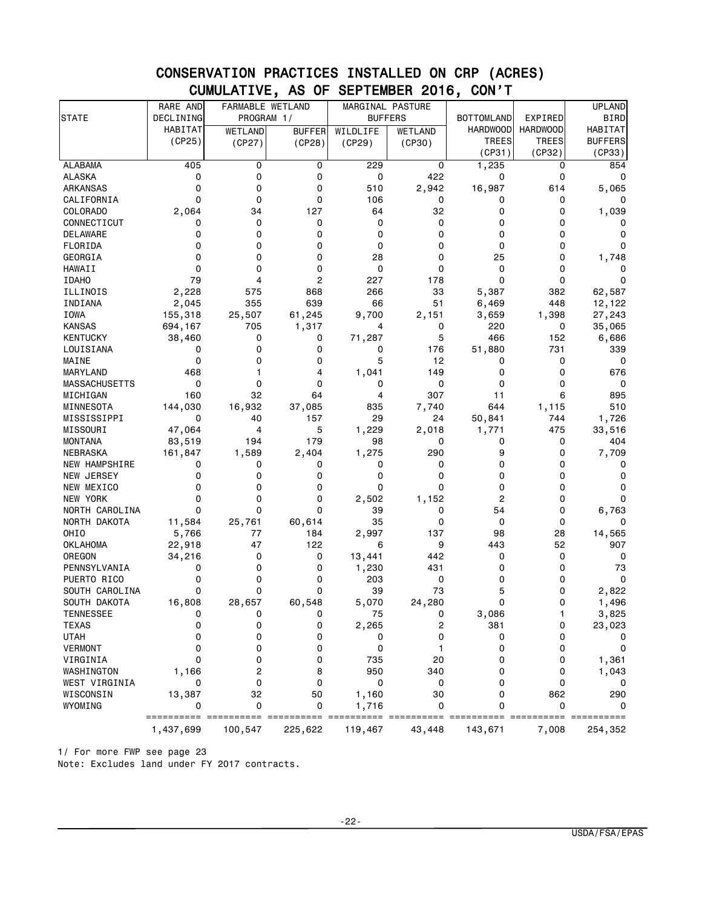# CONSERVATION PRACTICES INSTALLED ON CRP (ACRES)
## CUMULATIVE, AS OF SEPTEMBER 2016, CON'T

| STATE | RARE AND DECLINING HABITAT (CP25) | FARMABLE WETLAND PROGRAM 1/ | | MARGINAL PASTURE BUFFERS | | BOTTOMLAND HARDWOOD TREES (CP31) | EXPIRED HARDWOOD TREES (CP32) | UPLAND BIRD HABITAT BUFFERS (CP33) |
|---|---|---|---|---|---|---|---|---|
| | | WETLAND (CP27) | BUFFER (CP28) | WILDLIFE (CP29) | WETLAND (CP30) | | | |
| ALABAMA | 405 | 0 | 0 | 229 | 0 | 1,235 | 0 | 854 |
| ALASKA | 0 | 0 | 0 | 0 | 422 | 0 | 0 | 0 |
| ARKANSAS | 0 | 0 | 0 | 510 | 2,942 | 16,987 | 614 | 5,065 |
| CALIFORNIA | 0 | 0 | 0 | 106 | 0 | 0 | 0 | 0 |
| COLORADO | 2,064 | 34 | 127 | 64 | 32 | 0 | 0 | 1,039 |
| CONNECTICUT | 0 | 0 | 0 | 0 | 0 | 0 | 0 | 0 |
| DELAWARE | 0 | 0 | 0 | 0 | 0 | 0 | 0 | 0 |
| FLORIDA | 0 | 0 | 0 | 0 | 0 | 0 | 0 | 0 |
| GEORGIA | 0 | 0 | 0 | 28 | 0 | 25 | 0 | 1,748 |
| HAWAII | 0 | 0 | 0 | 0 | 0 | 0 | 0 | 0 |
| IDAHO | 79 | 4 | 2 | 227 | 178 | 0 | 0 | 0 |
| ILLINOIS | 2,228 | 575 | 868 | 266 | 33 | 5,387 | 382 | 62,587 |
| INDIANA | 2,045 | 355 | 639 | 66 | 51 | 6,469 | 448 | 12,122 |
| IOWA | 155,318 | 25,507 | 61,245 | 9,700 | 2,151 | 3,659 | 1,398 | 27,243 |
| KANSAS | 694,167 | 705 | 1,317 | 4 | 0 | 220 | 0 | 35,065 |
| KENTUCKY | 38,460 | 0 | 0 | 71,287 | 5 | 466 | 152 | 6,686 |
| LOUISIANA | 0 | 0 | 0 | 0 | 176 | 51,880 | 731 | 339 |
| MAINE | 0 | 0 | 0 | 5 | 12 | 0 | 0 | 0 |
| MARYLAND | 468 | 1 | 4 | 1,041 | 149 | 0 | 0 | 676 |
| MASSACHUSETTS | 0 | 0 | 0 | 0 | 0 | 0 | 0 | 0 |
| MICHIGAN | 160 | 32 | 64 | 4 | 307 | 11 | 6 | 895 |
| MINNESOTA | 144,030 | 16,932 | 37,085 | 835 | 7,740 | 644 | 1,115 | 510 |
| MISSISSIPPI | 0 | 40 | 157 | 29 | 24 | 50,841 | 744 | 1,726 |
| MISSOURI | 47,064 | 4 | 5 | 1,229 | 2,018 | 1,771 | 475 | 33,516 |
| MONTANA | 83,519 | 194 | 179 | 98 | 0 | 0 | 0 | 404 |
| NEBRASKA | 161,847 | 1,589 | 2,404 | 1,275 | 290 | 9 | 0 | 7,709 |
| NEW HAMPSHIRE | 0 | 0 | 0 | 0 | 0 | 0 | 0 | 0 |
| NEW JERSEY | 0 | 0 | 0 | 0 | 0 | 0 | 0 | 0 |
| NEW MEXICO | 0 | 0 | 0 | 0 | 0 | 0 | 0 | 0 |
| NEW YORK | 0 | 0 | 0 | 2,502 | 1,152 | 2 | 0 | 0 |
| NORTH CAROLINA | 0 | 0 | 0 | 39 | 0 | 54 | 0 | 6,763 |
| NORTH DAKOTA | 11,584 | 25,761 | 60,614 | 35 | 0 | 0 | 0 | 0 |
| OHIO | 5,766 | 77 | 184 | 2,997 | 137 | 98 | 28 | 14,565 |
| OKLAHOMA | 22,918 | 47 | 122 | 6 | 9 | 443 | 52 | 907 |
| OREGON | 34,216 | 0 | 0 | 13,441 | 442 | 0 | 0 | 0 |
| PENNSYLVANIA | 0 | 0 | 0 | 1,230 | 431 | 0 | 0 | 73 |
| PUERTO RICO | 0 | 0 | 0 | 203 | 0 | 0 | 0 | 0 |
| SOUTH CAROLINA | 0 | 0 | 0 | 39 | 73 | 5 | 0 | 2,822 |
| SOUTH DAKOTA | 16,808 | 28,657 | 60,548 | 5,070 | 24,280 | 0 | 0 | 1,496 |
| TENNESSEE | 0 | 0 | 0 | 75 | 0 | 3,086 | 1 | 3,825 |
| TEXAS | 0 | 0 | 0 | 2,265 | 2 | 381 | 0 | 23,023 |
| UTAH | 0 | 0 | 0 | 0 | 0 | 0 | 0 | 0 |
| VERMONT | 0 | 0 | 0 | 0 | 1 | 0 | 0 | 0 |
| VIRGINIA | 0 | 0 | 0 | 735 | 20 | 0 | 0 | 1,361 |
| WASHINGTON | 1,166 | 2 | 8 | 950 | 340 | 0 | 0 | 1,043 |
| WEST VIRGINIA | 0 | 0 | 0 | 0 | 0 | 0 | 0 | 0 |
| WISCONSIN | 13,387 | 32 | 50 | 1,160 | 30 | 0 | 862 | 290 |
| WYOMING | 0 | 0 | 0 | 1,716 | 0 | 0 | 0 | 0 |
| | 1,437,699 | 100,547 | 225,622 | 119,467 | 43,448 | 143,671 | 7,008 | 254,352 |

1/ For more FWP see page 23

Note: Excludes land under FY 2017 contracts.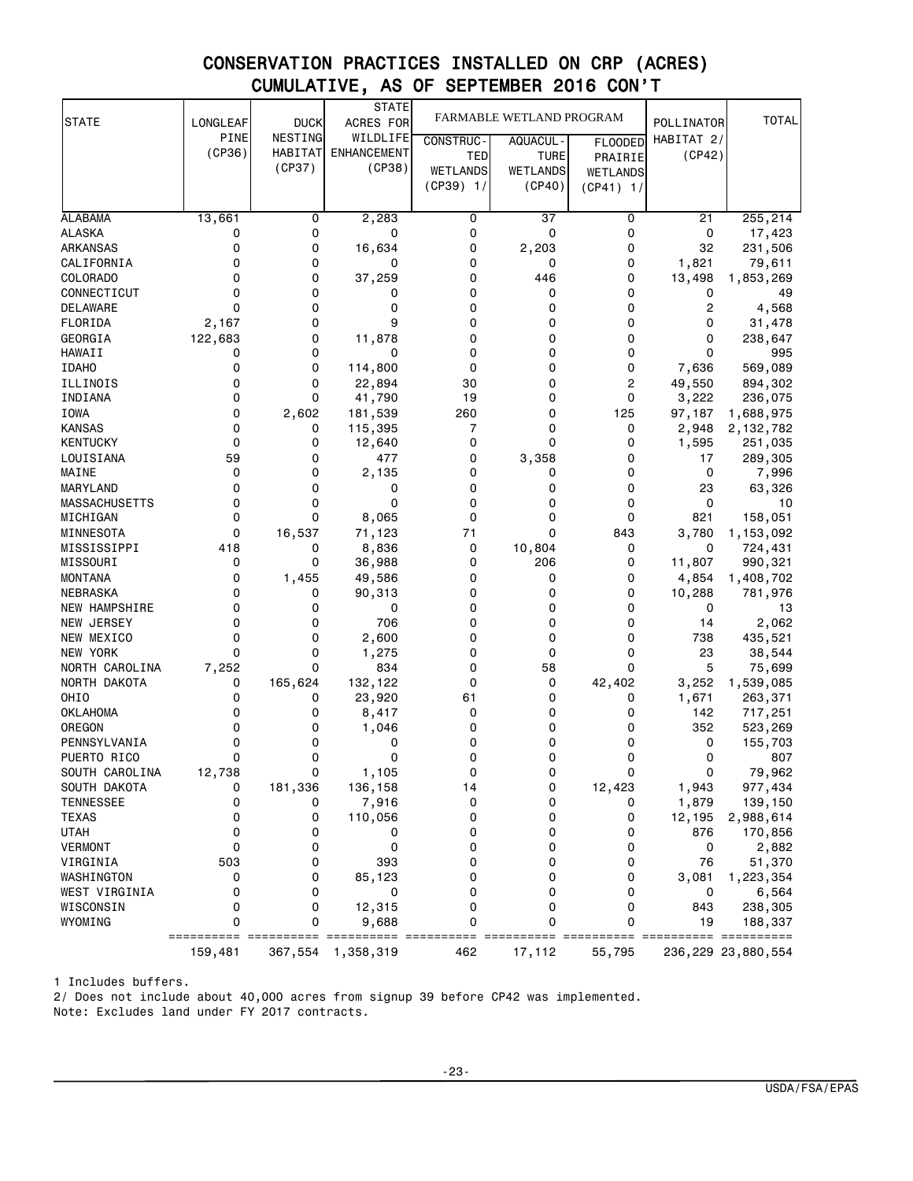# CONSERVATION PRACTICES INSTALLED ON CRP (ACRES)
## CUMULATIVE, AS OF SEPTEMBER 2016 CON'T

| STATE | LONGLEAF PINE (CP36) | DUCK NESTING HABITAT (CP37) | STATE ACRES FOR WILDLIFE ENHANCEMENT (CP38) | FARMABLE WETLAND PROGRAM | | | POLLINATOR HABITAT 2/ (CP42) | TOTAL |
|---|---|---|---|---|---|---|---|---|
| | | | | CONSTRUC-TED WETLANDS (CP39) 1/ | AQUACUL-TURE WETLANDS (CP40) | FLOODED PRAIRIE WETLANDS (CP41) 1/ | | |
| ALABAMA | 13,661 | 0 | 2,283 | 0 | 37 | 0 | 21 | 255,214 |
| ALASKA | 0 | 0 | 0 | 0 | 0 | 0 | 0 | 17,423 |
| ARKANSAS | 0 | 0 | 16,634 | 0 | 2,203 | 0 | 32 | 231,506 |
| CALIFORNIA | 0 | 0 | 0 | 0 | 0 | 0 | 1,821 | 79,611 |
| COLORADO | 0 | 0 | 37,259 | 0 | 446 | 0 | 13,498 | 1,853,269 |
| CONNECTICUT | 0 | 0 | 0 | 0 | 0 | 0 | 0 | 49 |
| DELAWARE | 0 | 0 | 0 | 0 | 0 | 0 | 2 | 4,568 |
| FLORIDA | 2,167 | 0 | 9 | 0 | 0 | 0 | 0 | 31,478 |
| GEORGIA | 122,683 | 0 | 11,878 | 0 | 0 | 0 | 0 | 238,647 |
| HAWAII | 0 | 0 | 0 | 0 | 0 | 0 | 0 | 995 |
| IDAHO | 0 | 0 | 114,800 | 0 | 0 | 0 | 7,636 | 569,089 |
| ILLINOIS | 0 | 0 | 22,894 | 30 | 0 | 2 | 49,550 | 894,302 |
| INDIANA | 0 | 0 | 41,790 | 19 | 0 | 0 | 3,222 | 236,075 |
| IOWA | 0 | 2,602 | 181,539 | 260 | 0 | 125 | 97,187 | 1,688,975 |
| KANSAS | 0 | 0 | 115,395 | 7 | 0 | 0 | 2,948 | 2,132,782 |
| KENTUCKY | 0 | 0 | 12,640 | 0 | 0 | 0 | 1,595 | 251,035 |
| LOUISIANA | 59 | 0 | 477 | 0 | 3,358 | 0 | 17 | 289,305 |
| MAINE | 0 | 0 | 2,135 | 0 | 0 | 0 | 0 | 7,996 |
| MARYLAND | 0 | 0 | 0 | 0 | 0 | 0 | 23 | 63,326 |
| MASSACHUSETTS | 0 | 0 | 0 | 0 | 0 | 0 | 0 | 10 |
| MICHIGAN | 0 | 0 | 8,065 | 0 | 0 | 0 | 821 | 158,051 |
| MINNESOTA | 0 | 16,537 | 71,123 | 71 | 0 | 843 | 3,780 | 1,153,092 |
| MISSISSIPPI | 418 | 0 | 8,836 | 0 | 10,804 | 0 | 0 | 724,431 |
| MISSOURI | 0 | 0 | 36,988 | 0 | 206 | 0 | 11,807 | 990,321 |
| MONTANA | 0 | 1,455 | 49,586 | 0 | 0 | 0 | 4,854 | 1,408,702 |
| NEBRASKA | 0 | 0 | 90,313 | 0 | 0 | 0 | 10,288 | 781,976 |
| NEW HAMPSHIRE | 0 | 0 | 0 | 0 | 0 | 0 | 0 | 13 |
| NEW JERSEY | 0 | 0 | 706 | 0 | 0 | 0 | 14 | 2,062 |
| NEW MEXICO | 0 | 0 | 2,600 | 0 | 0 | 0 | 738 | 435,521 |
| NEW YORK | 0 | 0 | 1,275 | 0 | 0 | 0 | 23 | 38,544 |
| NORTH CAROLINA | 7,252 | 0 | 834 | 0 | 58 | 0 | 5 | 75,699 |
| NORTH DAKOTA | 0 | 165,624 | 132,122 | 0 | 0 | 42,402 | 3,252 | 1,539,085 |
| OHIO | 0 | 0 | 23,920 | 61 | 0 | 0 | 1,671 | 263,371 |
| OKLAHOMA | 0 | 0 | 8,417 | 0 | 0 | 0 | 142 | 717,251 |
| OREGON | 0 | 0 | 1,046 | 0 | 0 | 0 | 352 | 523,269 |
| PENNSYLVANIA | 0 | 0 | 0 | 0 | 0 | 0 | 0 | 155,703 |
| PUERTO RICO | 0 | 0 | 0 | 0 | 0 | 0 | 0 | 807 |
| SOUTH CAROLINA | 12,738 | 0 | 1,105 | 0 | 0 | 0 | 0 | 79,962 |
| SOUTH DAKOTA | 0 | 181,336 | 136,158 | 14 | 0 | 12,423 | 1,943 | 977,434 |
| TENNESSEE | 0 | 0 | 7,916 | 0 | 0 | 0 | 1,879 | 139,150 |
| TEXAS | 0 | 0 | 110,056 | 0 | 0 | 0 | 12,195 | 2,988,614 |
| UTAH | 0 | 0 | 0 | 0 | 0 | 0 | 876 | 170,856 |
| VERMONT | 0 | 0 | 0 | 0 | 0 | 0 | 0 | 2,882 |
| VIRGINIA | 503 | 0 | 393 | 0 | 0 | 0 | 76 | 51,370 |
| WASHINGTON | 0 | 0 | 85,123 | 0 | 0 | 0 | 3,081 | 1,223,354 |
| WEST VIRGINIA | 0 | 0 | 0 | 0 | 0 | 0 | 0 | 6,564 |
| WISCONSIN | 0 | 0 | 12,315 | 0 | 0 | 0 | 843 | 238,305 |
| WYOMING | 0 | 0 | 9,688 | 0 | 0 | 0 | 19 | 188,337 |
| | 159,481 | 367,554 | 1,358,319 | 462 | 17,112 | 55,795 | 236,229 | 23,880,554 |

1 Includes buffers.
2/ Does not include about 40,000 acres from signup 39 before CP42 was implemented.
Note: Excludes land under FY 2017 contracts.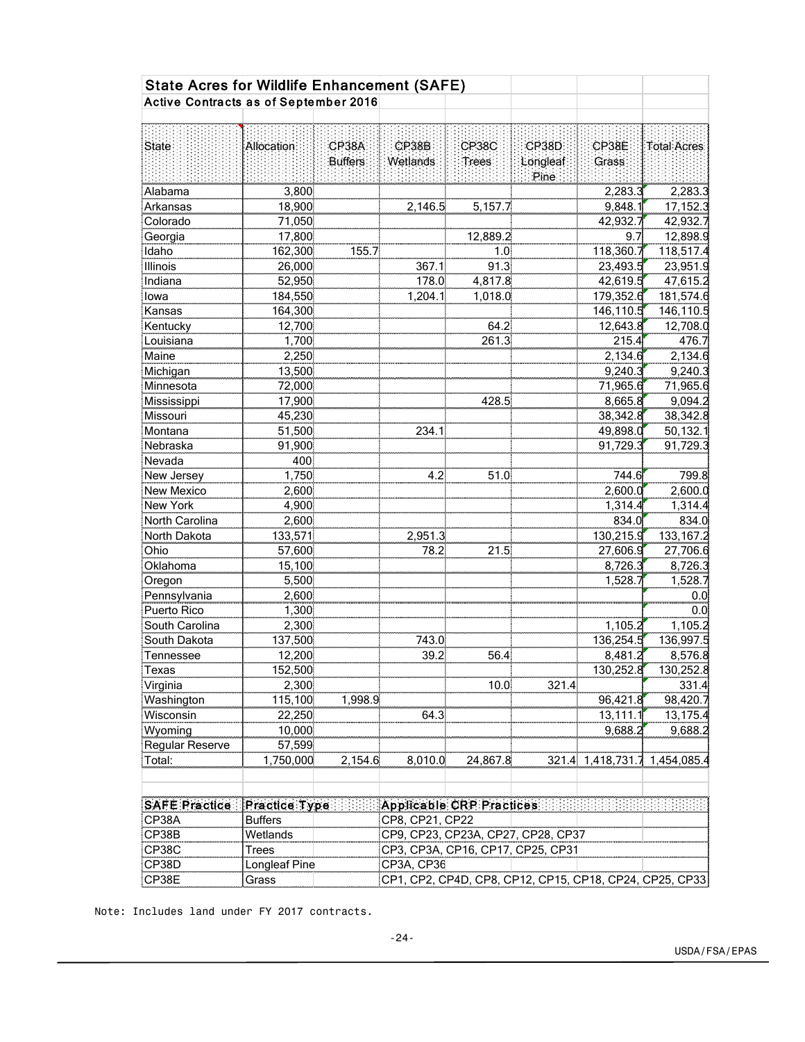## State Acres for Wildlife Enhancement (SAFE)

### Active Contracts as of September 2016

| State | Allocation | CP38A Buffers | CP38B Wetlands | CP38C Trees | CP38D Longleaf Pine | CP38E Grass | Total Acres |
|---|---|---|---|---|---|---|---|
| Alabama | 3,800 | | | | | 2,283.3 | 2,283.3 |
| Arkansas | 18,900 | | 2,146.5 | 5,157.7 | | 9,848.1 | 17,152.3 |
| Colorado | 71,050 | | | | | 42,932.7 | 42,932.7 |
| Georgia | 17,800 | | | 12,889.2 | | 9.7 | 12,898.9 |
| Idaho | 162,300 | 155.7 | | 1.0 | | 118,360.7 | 118,517.4 |
| Illinois | 26,000 | | 367.1 | 91.3 | | 23,493.5 | 23,951.9 |
| Indiana | 52,950 | | 178.0 | 4,817.8 | | 42,619.5 | 47,615.2 |
| Iowa | 184,550 | | 1,204.1 | 1,018.0 | | 179,352.6 | 181,574.6 |
| Kansas | 164,300 | | | | | 146,110.5 | 146,110.5 |
| Kentucky | 12,700 | | | 64.2 | | 12,643.8 | 12,708.0 |
| Louisiana | 1,700 | | | 261.3 | | 215.4 | 476.7 |
| Maine | 2,250 | | | | | 2,134.6 | 2,134.6 |
| Michigan | 13,500 | | | | | 9,240.3 | 9,240.3 |
| Minnesota | 72,000 | | | | | 71,965.6 | 71,965.6 |
| Mississippi | 17,900 | | | 428.5 | | 8,665.8 | 9,094.2 |
| Missouri | 45,230 | | | | | 38,342.8 | 38,342.8 |
| Montana | 51,500 | | 234.1 | | | 49,898.0 | 50,132.1 |
| Nebraska | 91,900 | | | | | 91,729.3 | 91,729.3 |
| Nevada | 400 | | | | | | |
| New Jersey | 1,750 | | 4.2 | 51.0 | | 744.6 | 799.8 |
| New Mexico | 2,600 | | | | | 2,600.0 | 2,600.0 |
| New York | 4,900 | | | | | 1,314.4 | 1,314.4 |
| North Carolina | 2,600 | | | | | 834.0 | 834.0 |
| North Dakota | 133,571 | | 2,951.3 | | | 130,215.9 | 133,167.2 |
| Ohio | 57,600 | | 78.2 | 21.5 | | 27,606.9 | 27,706.6 |
| Oklahoma | 15,100 | | | | | 8,726.3 | 8,726.3 |
| Oregon | 5,500 | | | | | 1,528.7 | 1,528.7 |
| Pennsylvania | 2,600 | | | | | | 0.0 |
| Puerto Rico | 1,300 | | | | | | 0.0 |
| South Carolina | 2,300 | | | | | 1,105.2 | 1,105.2 |
| South Dakota | 137,500 | | 743.0 | | | 136,254.5 | 136,997.5 |
| Tennessee | 12,200 | | 39.2 | 56.4 | | 8,481.2 | 8,576.8 |
| Texas | 152,500 | | | | | 130,252.8 | 130,252.8 |
| Virginia | 2,300 | | | 10.0 | 321.4 | | 331.4 |
| Washington | 115,100 | 1,998.9 | | | | 96,421.8 | 98,420.7 |
| Wisconsin | 22,250 | | 64.3 | | | 13,111.1 | 13,175.4 |
| Wyoming | 10,000 | | | | | 9,688.2 | 9,688.2 |
| Regular Reserve | 57,599 | | | | | | |
| Total: | 1,750,000 | 2,154.6 | 8,010.0 | 24,867.8 | 321.4 | 1,418,731.7 | 1,454,085.4 |

| SAFE Practice | Practice Type | Applicable CRP Practices |
|---|---|---|
| CP38A | Buffers | CP8, CP21, CP22 |
| CP38B | Wetlands | CP9, CP23, CP23A, CP27, CP28, CP37 |
| CP38C | Trees | CP3, CP3A, CP16, CP17, CP25, CP31 |
| CP38D | Longleaf Pine | CP3A, CP36 |
| CP38E | Grass | CP1, CP2, CP4D, CP8, CP12, CP15, CP18, CP24, CP25, CP33 |

Note: Includes land under FY 2017 contracts.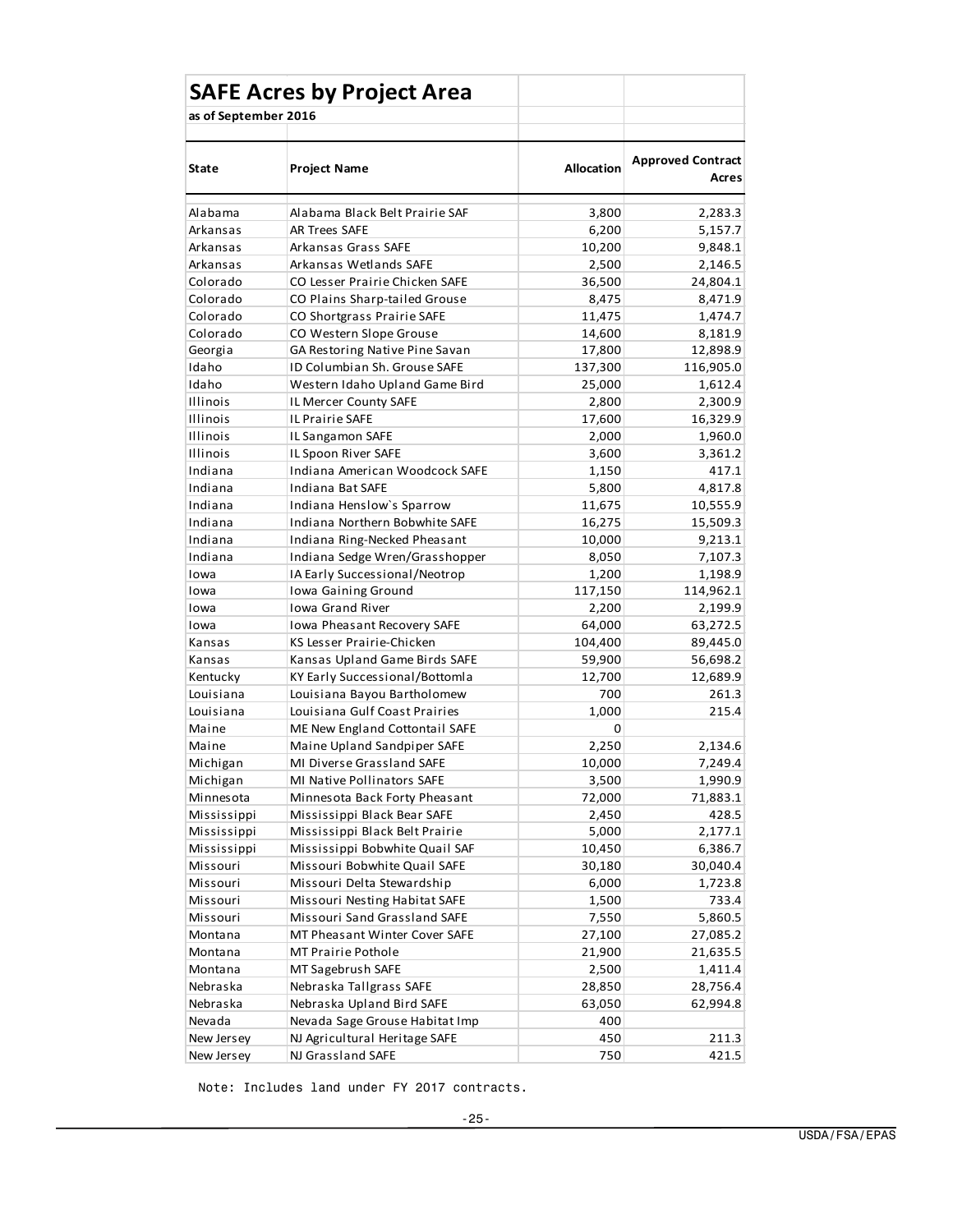# SAFE Acres by Project Area

**as of September 2016**

| State | Project Name | Allocation | Approved Contract Acres |
|---|---|---|---|
| Alabama | Alabama Black Belt Prairie SAF | 3,800 | 2,283.3 |
| Arkansas | AR Trees SAFE | 6,200 | 5,157.7 |
| Arkansas | Arkansas Grass SAFE | 10,200 | 9,848.1 |
| Arkansas | Arkansas Wetlands SAFE | 2,500 | 2,146.5 |
| Colorado | CO Lesser Prairie Chicken SAFE | 36,500 | 24,804.1 |
| Colorado | CO Plains Sharp-tailed Grouse | 8,475 | 8,471.9 |
| Colorado | CO Shortgrass Prairie SAFE | 11,475 | 1,474.7 |
| Colorado | CO Western Slope Grouse | 14,600 | 8,181.9 |
| Georgia | GA Restoring Native Pine Savan | 17,800 | 12,898.9 |
| Idaho | ID Columbian Sh. Grouse SAFE | 137,300 | 116,905.0 |
| Idaho | Western Idaho Upland Game Bird | 25,000 | 1,612.4 |
| Illinois | IL Mercer County SAFE | 2,800 | 2,300.9 |
| Illinois | IL Prairie SAFE | 17,600 | 16,329.9 |
| Illinois | IL Sangamon SAFE | 2,000 | 1,960.0 |
| Illinois | IL Spoon River SAFE | 3,600 | 3,361.2 |
| Indiana | Indiana American Woodcock SAFE | 1,150 | 417.1 |
| Indiana | Indiana Bat SAFE | 5,800 | 4,817.8 |
| Indiana | Indiana Henslow`s Sparrow | 11,675 | 10,555.9 |
| Indiana | Indiana Northern Bobwhite SAFE | 16,275 | 15,509.3 |
| Indiana | Indiana Ring-Necked Pheasant | 10,000 | 9,213.1 |
| Indiana | Indiana Sedge Wren/Grasshopper | 8,050 | 7,107.3 |
| Iowa | IA Early Successional/Neotrop | 1,200 | 1,198.9 |
| Iowa | Iowa Gaining Ground | 117,150 | 114,962.1 |
| Iowa | Iowa Grand River | 2,200 | 2,199.9 |
| Iowa | Iowa Pheasant Recovery SAFE | 64,000 | 63,272.5 |
| Kansas | KS Lesser Prairie-Chicken | 104,400 | 89,445.0 |
| Kansas | Kansas Upland Game Birds SAFE | 59,900 | 56,698.2 |
| Kentucky | KY Early Successional/Bottomla | 12,700 | 12,689.9 |
| Louisiana | Louisiana Bayou Bartholomew | 700 | 261.3 |
| Louisiana | Louisiana Gulf Coast Prairies | 1,000 | 215.4 |
| Maine | ME New England Cottontail SAFE | 0 | |
| Maine | Maine Upland Sandpiper SAFE | 2,250 | 2,134.6 |
| Michigan | MI Diverse Grassland SAFE | 10,000 | 7,249.4 |
| Michigan | MI Native Pollinators SAFE | 3,500 | 1,990.9 |
| Minnesota | Minnesota Back Forty Pheasant | 72,000 | 71,883.1 |
| Mississippi | Mississippi Black Bear SAFE | 2,450 | 428.5 |
| Mississippi | Mississippi Black Belt Prairie | 5,000 | 2,177.1 |
| Mississippi | Mississippi Bobwhite Quail SAF | 10,450 | 6,386.7 |
| Missouri | Missouri Bobwhite Quail SAFE | 30,180 | 30,040.4 |
| Missouri | Missouri Delta Stewardship | 6,000 | 1,723.8 |
| Missouri | Missouri Nesting Habitat SAFE | 1,500 | 733.4 |
| Missouri | Missouri Sand Grassland SAFE | 7,550 | 5,860.5 |
| Montana | MT Pheasant Winter Cover SAFE | 27,100 | 27,085.2 |
| Montana | MT Prairie Pothole | 21,900 | 21,635.5 |
| Montana | MT Sagebrush SAFE | 2,500 | 1,411.4 |
| Nebraska | Nebraska Tallgrass SAFE | 28,850 | 28,756.4 |
| Nebraska | Nebraska Upland Bird SAFE | 63,050 | 62,994.8 |
| Nevada | Nevada Sage Grouse Habitat Imp | 400 | |
| New Jersey | NJ Agricultural Heritage SAFE | 450 | 211.3 |
| New Jersey | NJ Grassland SAFE | 750 | 421.5 |

Note: Includes land under FY 2017 contracts.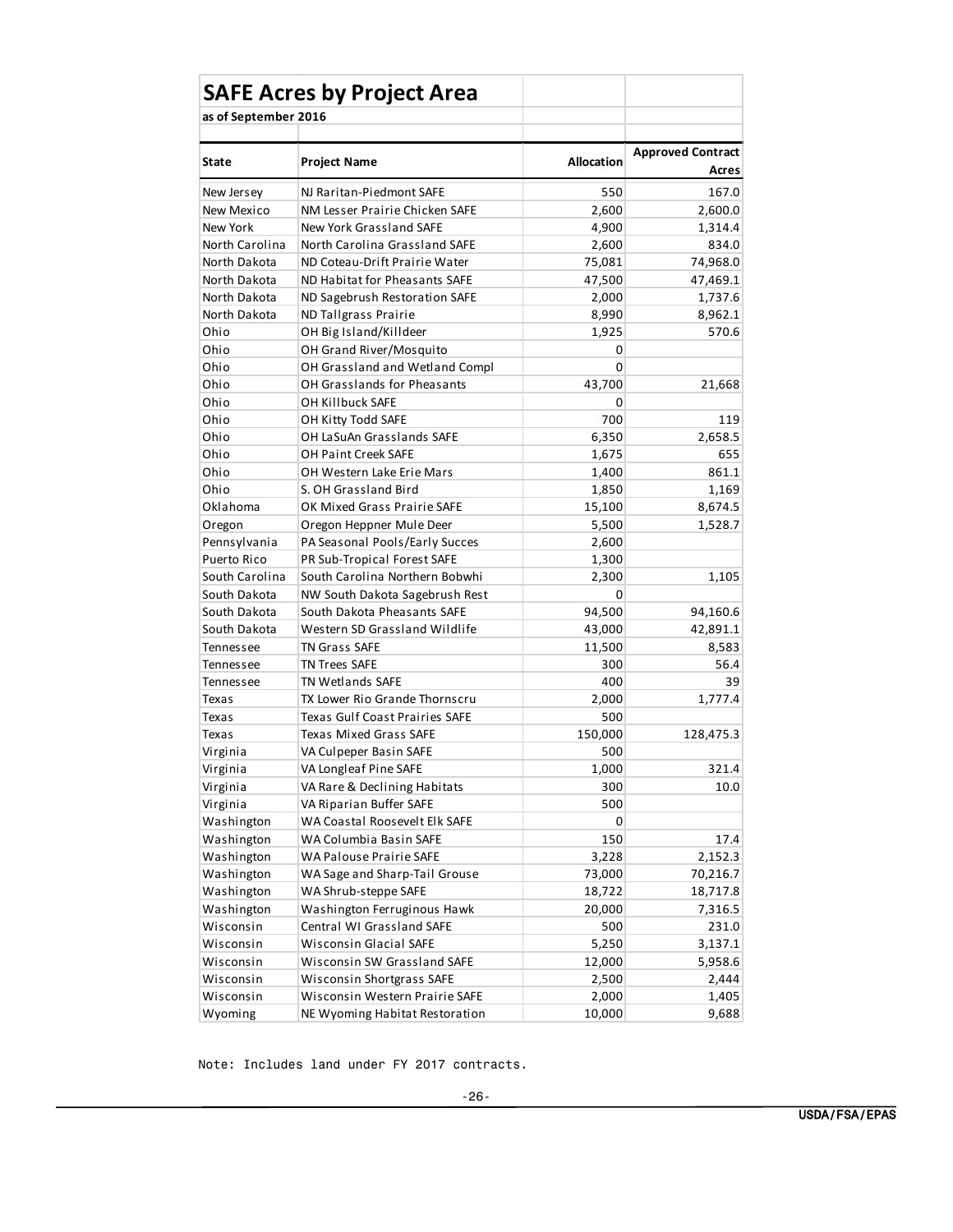## SAFE Acres by Project Area

**as of September 2016**

| State | Project Name | Allocation | Approved Contract Acres |
|---|---|---|---|
| New Jersey | NJ Raritan-Piedmont SAFE | 550 | 167.0 |
| New Mexico | NM Lesser Prairie Chicken SAFE | 2,600 | 2,600.0 |
| New York | New York Grassland SAFE | 4,900 | 1,314.4 |
| North Carolina | North Carolina Grassland SAFE | 2,600 | 834.0 |
| North Dakota | ND Coteau-Drift Prairie Water | 75,081 | 74,968.0 |
| North Dakota | ND Habitat for Pheasants SAFE | 47,500 | 47,469.1 |
| North Dakota | ND Sagebrush Restoration SAFE | 2,000 | 1,737.6 |
| North Dakota | ND Tallgrass Prairie | 8,990 | 8,962.1 |
| Ohio | OH Big Island/Killdeer | 1,925 | 570.6 |
| Ohio | OH Grand River/Mosquito | 0 | |
| Ohio | OH Grassland and Wetland Compl | 0 | |
| Ohio | OH Grasslands for Pheasants | 43,700 | 21,668 |
| Ohio | OH Killbuck SAFE | 0 | |
| Ohio | OH Kitty Todd SAFE | 700 | 119 |
| Ohio | OH LaSuAn Grasslands SAFE | 6,350 | 2,658.5 |
| Ohio | OH Paint Creek SAFE | 1,675 | 655 |
| Ohio | OH Western Lake Erie Mars | 1,400 | 861.1 |
| Ohio | S. OH Grassland Bird | 1,850 | 1,169 |
| Oklahoma | OK Mixed Grass Prairie SAFE | 15,100 | 8,674.5 |
| Oregon | Oregon Heppner Mule Deer | 5,500 | 1,528.7 |
| Pennsylvania | PA Seasonal Pools/Early Succes | 2,600 | |
| Puerto Rico | PR Sub-Tropical Forest SAFE | 1,300 | |
| South Carolina | South Carolina Northern Bobwhi | 2,300 | 1,105 |
| South Dakota | NW South Dakota Sagebrush Rest | 0 | |
| South Dakota | South Dakota Pheasants SAFE | 94,500 | 94,160.6 |
| South Dakota | Western SD Grassland Wildlife | 43,000 | 42,891.1 |
| Tennessee | TN Grass SAFE | 11,500 | 8,583 |
| Tennessee | TN Trees SAFE | 300 | 56.4 |
| Tennessee | TN Wetlands SAFE | 400 | 39 |
| Texas | TX Lower Rio Grande Thornscru | 2,000 | 1,777.4 |
| Texas | Texas Gulf Coast Prairies SAFE | 500 | |
| Texas | Texas Mixed Grass SAFE | 150,000 | 128,475.3 |
| Virginia | VA Culpeper Basin SAFE | 500 | |
| Virginia | VA Longleaf Pine SAFE | 1,000 | 321.4 |
| Virginia | VA Rare & Declining Habitats | 300 | 10.0 |
| Virginia | VA Riparian Buffer SAFE | 500 | |
| Washington | WA Coastal Roosevelt Elk SAFE | 0 | |
| Washington | WA Columbia Basin SAFE | 150 | 17.4 |
| Washington | WA Palouse Prairie SAFE | 3,228 | 2,152.3 |
| Washington | WA Sage and Sharp-Tail Grouse | 73,000 | 70,216.7 |
| Washington | WA Shrub-steppe SAFE | 18,722 | 18,717.8 |
| Washington | Washington Ferruginous Hawk | 20,000 | 7,316.5 |
| Wisconsin | Central WI Grassland SAFE | 500 | 231.0 |
| Wisconsin | Wisconsin Glacial SAFE | 5,250 | 3,137.1 |
| Wisconsin | Wisconsin SW Grassland SAFE | 12,000 | 5,958.6 |
| Wisconsin | Wisconsin Shortgrass SAFE | 2,500 | 2,444 |
| Wisconsin | Wisconsin Western Prairie SAFE | 2,000 | 1,405 |
| Wyoming | NE Wyoming Habitat Restoration | 10,000 | 9,688 |

Note: Includes land under FY 2017 contracts.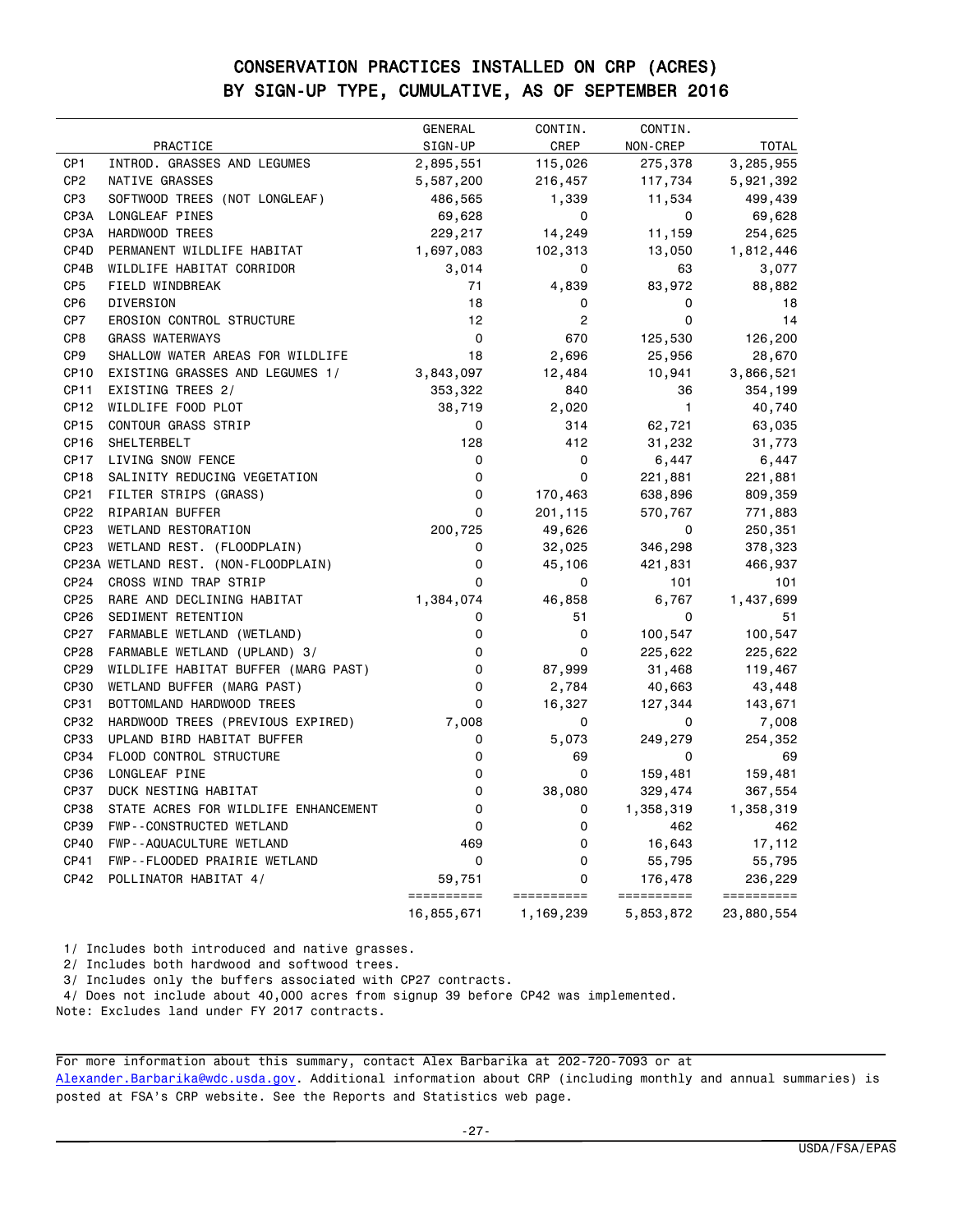## CONSERVATION PRACTICES INSTALLED ON CRP (ACRES) BY SIGN-UP TYPE, CUMULATIVE, AS OF SEPTEMBER 2016

| | PRACTICE | GENERAL SIGN-UP | CONTIN. CREP | CONTIN. NON-CREP | TOTAL |
|---|---|---|---|---|---|
| CP1 | INTROD. GRASSES AND LEGUMES | 2,895,551 | 115,026 | 275,378 | 3,285,955 |
| CP2 | NATIVE GRASSES | 5,587,200 | 216,457 | 117,734 | 5,921,392 |
| CP3 | SOFTWOOD TREES (NOT LONGLEAF) | 486,565 | 1,339 | 11,534 | 499,439 |
| CP3A | LONGLEAF PINES | 69,628 | 0 | 0 | 69,628 |
| CP3A | HARDWOOD TREES | 229,217 | 14,249 | 11,159 | 254,625 |
| CP4D | PERMANENT WILDLIFE HABITAT | 1,697,083 | 102,313 | 13,050 | 1,812,446 |
| CP4B | WILDLIFE HABITAT CORRIDOR | 3,014 | 0 | 63 | 3,077 |
| CP5 | FIELD WINDBREAK | 71 | 4,839 | 83,972 | 88,882 |
| CP6 | DIVERSION | 18 | 0 | 0 | 18 |
| CP7 | EROSION CONTROL STRUCTURE | 12 | 2 | 0 | 14 |
| CP8 | GRASS WATERWAYS | 0 | 670 | 125,530 | 126,200 |
| CP9 | SHALLOW WATER AREAS FOR WILDLIFE | 18 | 2,696 | 25,956 | 28,670 |
| CP10 | EXISTING GRASSES AND LEGUMES 1/ | 3,843,097 | 12,484 | 10,941 | 3,866,521 |
| CP11 | EXISTING TREES 2/ | 353,322 | 840 | 36 | 354,199 |
| CP12 | WILDLIFE FOOD PLOT | 38,719 | 2,020 | 1 | 40,740 |
| CP15 | CONTOUR GRASS STRIP | 0 | 314 | 62,721 | 63,035 |
| CP16 | SHELTERBELT | 128 | 412 | 31,232 | 31,773 |
| CP17 | LIVING SNOW FENCE | 0 | 0 | 6,447 | 6,447 |
| CP18 | SALINITY REDUCING VEGETATION | 0 | 0 | 221,881 | 221,881 |
| CP21 | FILTER STRIPS (GRASS) | 0 | 170,463 | 638,896 | 809,359 |
| CP22 | RIPARIAN BUFFER | 0 | 201,115 | 570,767 | 771,883 |
| CP23 | WETLAND RESTORATION | 200,725 | 49,626 | 0 | 250,351 |
| CP23 | WETLAND REST. (FLOODPLAIN) | 0 | 32,025 | 346,298 | 378,323 |
| CP23A | WETLAND REST. (NON-FLOODPLAIN) | 0 | 45,106 | 421,831 | 466,937 |
| CP24 | CROSS WIND TRAP STRIP | 0 | 0 | 101 | 101 |
| CP25 | RARE AND DECLINING HABITAT | 1,384,074 | 46,858 | 6,767 | 1,437,699 |
| CP26 | SEDIMENT RETENTION | 0 | 51 | 0 | 51 |
| CP27 | FARMABLE WETLAND (WETLAND) | 0 | 0 | 100,547 | 100,547 |
| CP28 | FARMABLE WETLAND (UPLAND) 3/ | 0 | 0 | 225,622 | 225,622 |
| CP29 | WILDLIFE HABITAT BUFFER (MARG PAST) | 0 | 87,999 | 31,468 | 119,467 |
| CP30 | WETLAND BUFFER (MARG PAST) | 0 | 2,784 | 40,663 | 43,448 |
| CP31 | BOTTOMLAND HARDWOOD TREES | 0 | 16,327 | 127,344 | 143,671 |
| CP32 | HARDWOOD TREES (PREVIOUS EXPIRED) | 7,008 | 0 | 0 | 7,008 |
| CP33 | UPLAND BIRD HABITAT BUFFER | 0 | 5,073 | 249,279 | 254,352 |
| CP34 | FLOOD CONTROL STRUCTURE | 0 | 69 | 0 | 69 |
| CP36 | LONGLEAF PINE | 0 | 0 | 159,481 | 159,481 |
| CP37 | DUCK NESTING HABITAT | 0 | 38,080 | 329,474 | 367,554 |
| CP38 | STATE ACRES FOR WILDLIFE ENHANCEMENT | 0 | 0 | 1,358,319 | 1,358,319 |
| CP39 | FWP--CONSTRUCTED WETLAND | 0 | 0 | 462 | 462 |
| CP40 | FWP--AQUACULTURE WETLAND | 469 | 0 | 16,643 | 17,112 |
| CP41 | FWP--FLOODED PRAIRIE WETLAND | 0 | 0 | 55,795 | 55,795 |
| CP42 | POLLINATOR HABITAT 4/ | 59,751 | 0 | 176,478 | 236,229 |
| | | 16,855,671 | 1,169,239 | 5,853,872 | 23,880,554 |

1/ Includes both introduced and native grasses.
2/ Includes both hardwood and softwood trees.
3/ Includes only the buffers associated with CP27 contracts.
4/ Does not include about 40,000 acres from signup 39 before CP42 was implemented.
Note: Excludes land under FY 2017 contracts.

For more information about this summary, contact Alex Barbarika at 202-720-7093 or at Alexander.Barbarika@wdc.usda.gov. Additional information about CRP (including monthly and annual summaries) is posted at FSA's CRP website. See the Reports and Statistics web page.